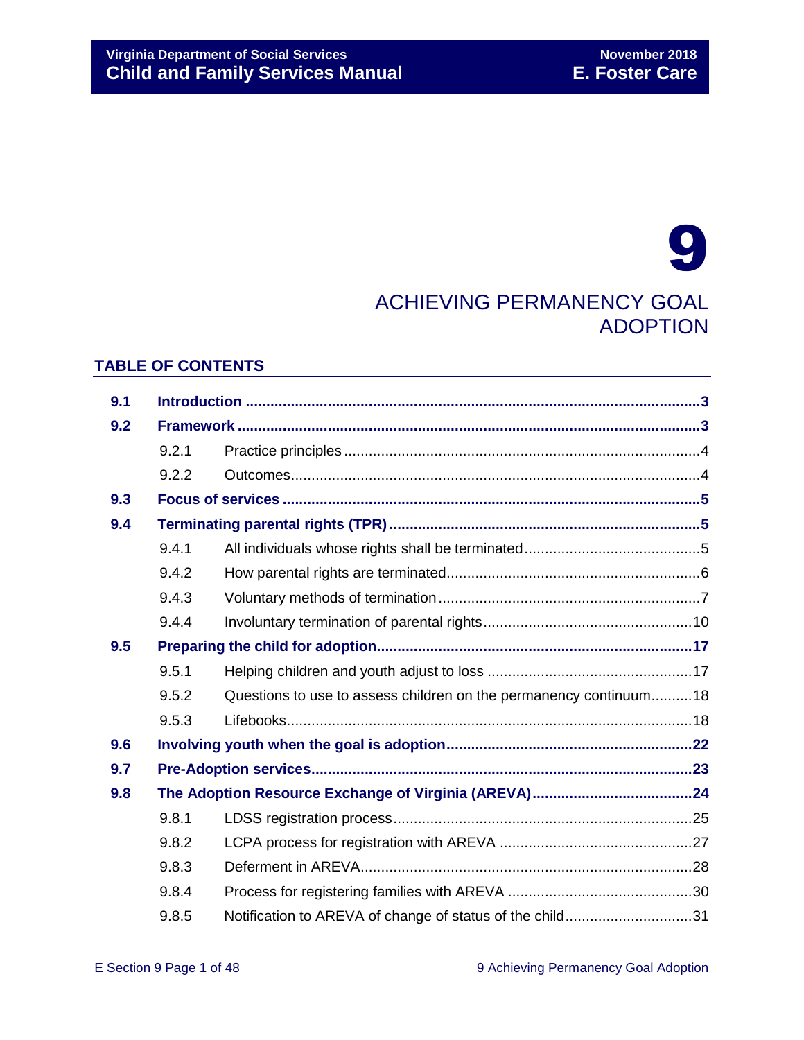# 9

## ACHIEVING PERMANENCY GOAL ADOPTION

### TABLE OF CONTENTS

| | | | |
|---|---|---|---|
| **9.1** | **Introduction** | | **3** |
| **9.2** | **Framework** | | **3** |
| | 9.2.1 | Practice principles | 4 |
| | 9.2.2 | Outcomes | 4 |
| **9.3** | **Focus of services** | | **5** |
| **9.4** | **Terminating parental rights (TPR)** | | **5** |
| | 9.4.1 | All individuals whose rights shall be terminated | 5 |
| | 9.4.2 | How parental rights are terminated | 6 |
| | 9.4.3 | Voluntary methods of termination | 7 |
| | 9.4.4 | Involuntary termination of parental rights | 10 |
| **9.5** | **Preparing the child for adoption** | | **17** |
| | 9.5.1 | Helping children and youth adjust to loss | 17 |
| | 9.5.2 | Questions to use to assess children on the permanency continuum | 18 |
| | 9.5.3 | Lifebooks | 18 |
| **9.6** | **Involving youth when the goal is adoption** | | **22** |
| **9.7** | **Pre-Adoption services** | | **23** |
| **9.8** | **The Adoption Resource Exchange of Virginia (AREVA)** | | **24** |
| | 9.8.1 | LDSS registration process | 25 |
| | 9.8.2 | LCPA process for registration with AREVA | 27 |
| | 9.8.3 | Deferment in AREVA | 28 |
| | 9.8.4 | Process for registering families with AREVA | 30 |
| | 9.8.5 | Notification to AREVA of change of status of the child | 31 |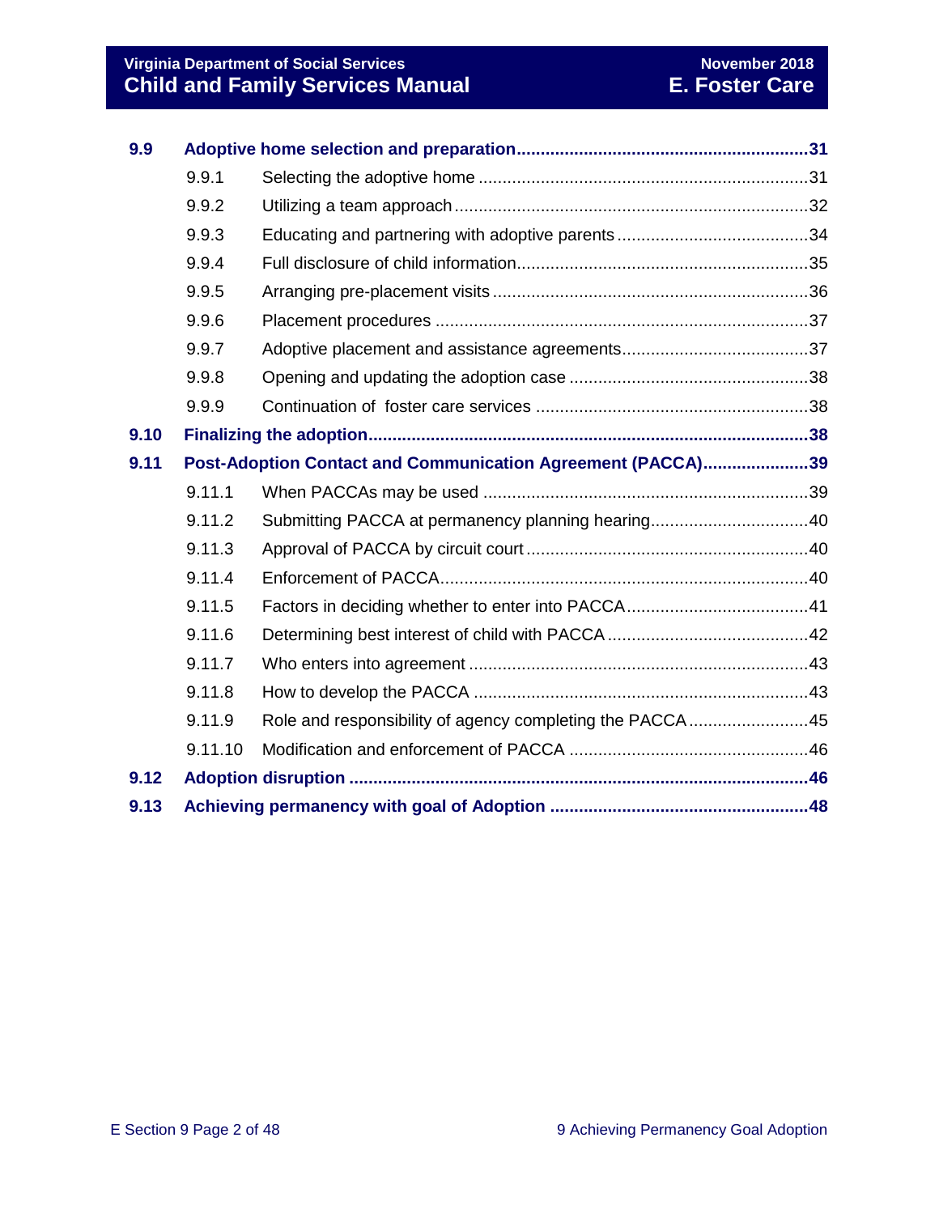| | | |
|---|---|---|
| **9.9** | **Adoptive home selection and preparation** | **31** |
| 9.9.1 | Selecting the adoptive home | 31 |
| 9.9.2 | Utilizing a team approach | 32 |
| 9.9.3 | Educating and partnering with adoptive parents | 34 |
| 9.9.4 | Full disclosure of child information | 35 |
| 9.9.5 | Arranging pre-placement visits | 36 |
| 9.9.6 | Placement procedures | 37 |
| 9.9.7 | Adoptive placement and assistance agreements | 37 |
| 9.9.8 | Opening and updating the adoption case | 38 |
| 9.9.9 | Continuation of foster care services | 38 |
| **9.10** | **Finalizing the adoption** | **38** |
| **9.11** | **Post-Adoption Contact and Communication Agreement (PACCA)** | **39** |
| 9.11.1 | When PACCAs may be used | 39 |
| 9.11.2 | Submitting PACCA at permanency planning hearing | 40 |
| 9.11.3 | Approval of PACCA by circuit court | 40 |
| 9.11.4 | Enforcement of PACCA | 40 |
| 9.11.5 | Factors in deciding whether to enter into PACCA | 41 |
| 9.11.6 | Determining best interest of child with PACCA | 42 |
| 9.11.7 | Who enters into agreement | 43 |
| 9.11.8 | How to develop the PACCA | 43 |
| 9.11.9 | Role and responsibility of agency completing the PACCA | 45 |
| 9.11.10 | Modification and enforcement of PACCA | 46 |
| **9.12** | **Adoption disruption** | **46** |
| **9.13** | **Achieving permanency with goal of Adoption** | **48** |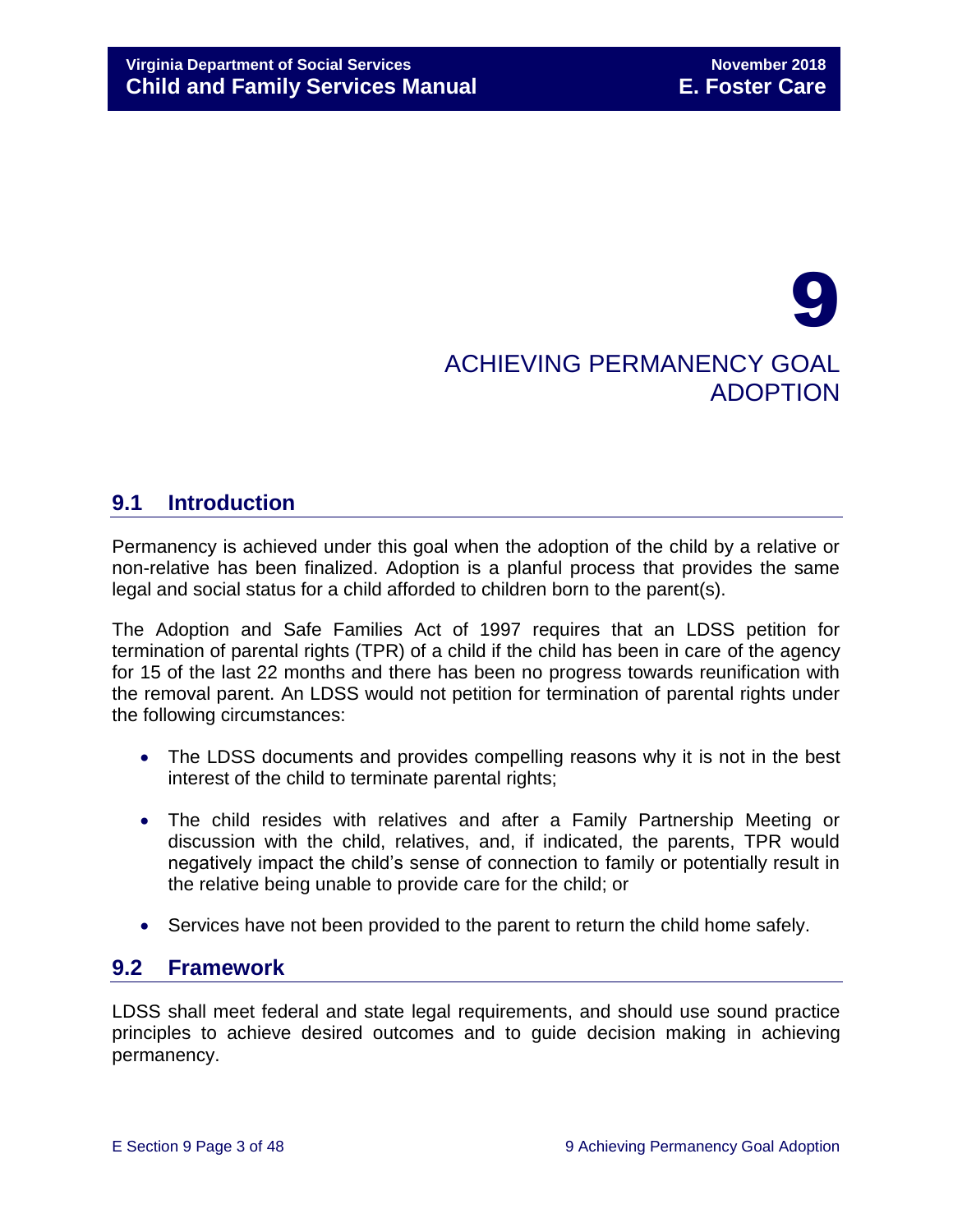# 9

# ACHIEVING PERMANENCY GOAL ADOPTION

## 9.1 Introduction

Permanency is achieved under this goal when the adoption of the child by a relative or non-relative has been finalized. Adoption is a planful process that provides the same legal and social status for a child afforded to children born to the parent(s).

The Adoption and Safe Families Act of 1997 requires that an LDSS petition for termination of parental rights (TPR) of a child if the child has been in care of the agency for 15 of the last 22 months and there has been no progress towards reunification with the removal parent. An LDSS would not petition for termination of parental rights under the following circumstances:

- The LDSS documents and provides compelling reasons why it is not in the best interest of the child to terminate parental rights;
- The child resides with relatives and after a Family Partnership Meeting or discussion with the child, relatives, and, if indicated, the parents, TPR would negatively impact the child's sense of connection to family or potentially result in the relative being unable to provide care for the child; or
- Services have not been provided to the parent to return the child home safely.

## 9.2 Framework

LDSS shall meet federal and state legal requirements, and should use sound practice principles to achieve desired outcomes and to guide decision making in achieving permanency.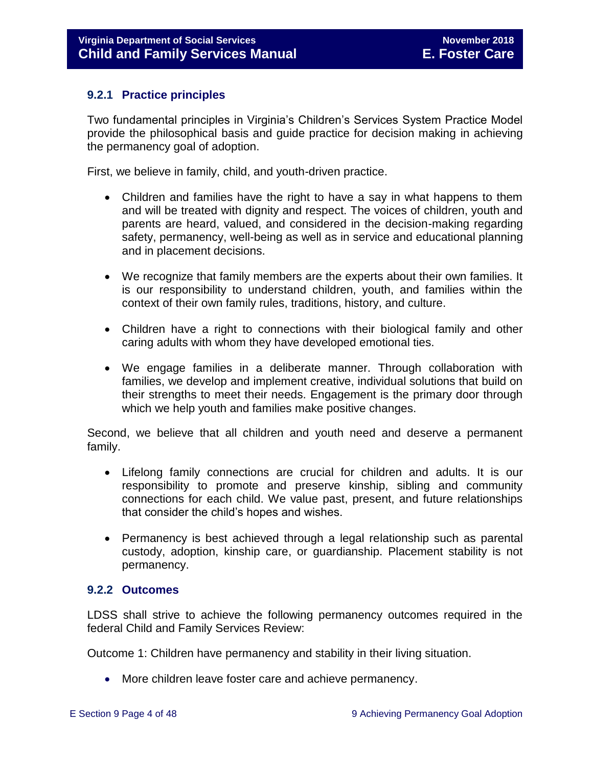### 9.2.1 Practice principles

Two fundamental principles in Virginia's Children's Services System Practice Model provide the philosophical basis and guide practice for decision making in achieving the permanency goal of adoption.

First, we believe in family, child, and youth-driven practice.

- Children and families have the right to have a say in what happens to them and will be treated with dignity and respect. The voices of children, youth and parents are heard, valued, and considered in the decision-making regarding safety, permanency, well-being as well as in service and educational planning and in placement decisions.
- We recognize that family members are the experts about their own families. It is our responsibility to understand children, youth, and families within the context of their own family rules, traditions, history, and culture.
- Children have a right to connections with their biological family and other caring adults with whom they have developed emotional ties.
- We engage families in a deliberate manner. Through collaboration with families, we develop and implement creative, individual solutions that build on their strengths to meet their needs. Engagement is the primary door through which we help youth and families make positive changes.

Second, we believe that all children and youth need and deserve a permanent family.

- Lifelong family connections are crucial for children and adults. It is our responsibility to promote and preserve kinship, sibling and community connections for each child. We value past, present, and future relationships that consider the child's hopes and wishes.
- Permanency is best achieved through a legal relationship such as parental custody, adoption, kinship care, or guardianship. Placement stability is not permanency.

### 9.2.2 Outcomes

LDSS shall strive to achieve the following permanency outcomes required in the federal Child and Family Services Review:

Outcome 1: Children have permanency and stability in their living situation.

- More children leave foster care and achieve permanency.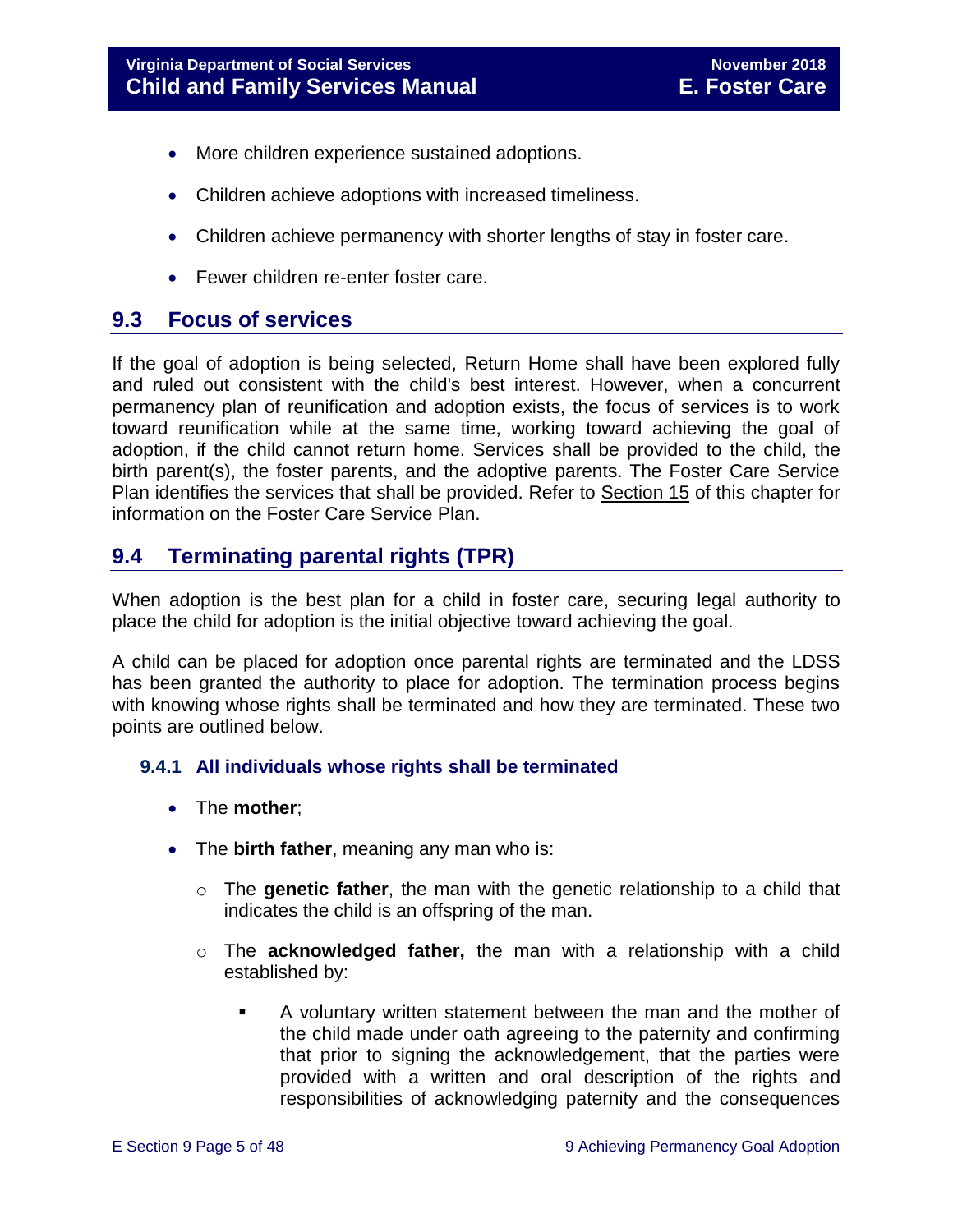- More children experience sustained adoptions.
- Children achieve adoptions with increased timeliness.
- Children achieve permanency with shorter lengths of stay in foster care.
- Fewer children re-enter foster care.

## 9.3 Focus of services

If the goal of adoption is being selected, Return Home shall have been explored fully and ruled out consistent with the child's best interest. However, when a concurrent permanency plan of reunification and adoption exists, the focus of services is to work toward reunification while at the same time, working toward achieving the goal of adoption, if the child cannot return home. Services shall be provided to the child, the birth parent(s), the foster parents, and the adoptive parents. The Foster Care Service Plan identifies the services that shall be provided. Refer to Section 15 of this chapter for information on the Foster Care Service Plan.

## 9.4 Terminating parental rights (TPR)

When adoption is the best plan for a child in foster care, securing legal authority to place the child for adoption is the initial objective toward achieving the goal.

A child can be placed for adoption once parental rights are terminated and the LDSS has been granted the authority to place for adoption. The termination process begins with knowing whose rights shall be terminated and how they are terminated. These two points are outlined below.

### 9.4.1 All individuals whose rights shall be terminated

- The **mother**;
- The **birth father**, meaning any man who is:
  - The **genetic father**, the man with the genetic relationship to a child that indicates the child is an offspring of the man.
  - The **acknowledged father,** the man with a relationship with a child established by:
    - A voluntary written statement between the man and the mother of the child made under oath agreeing to the paternity and confirming that prior to signing the acknowledgement, that the parties were provided with a written and oral description of the rights and responsibilities of acknowledging paternity and the consequences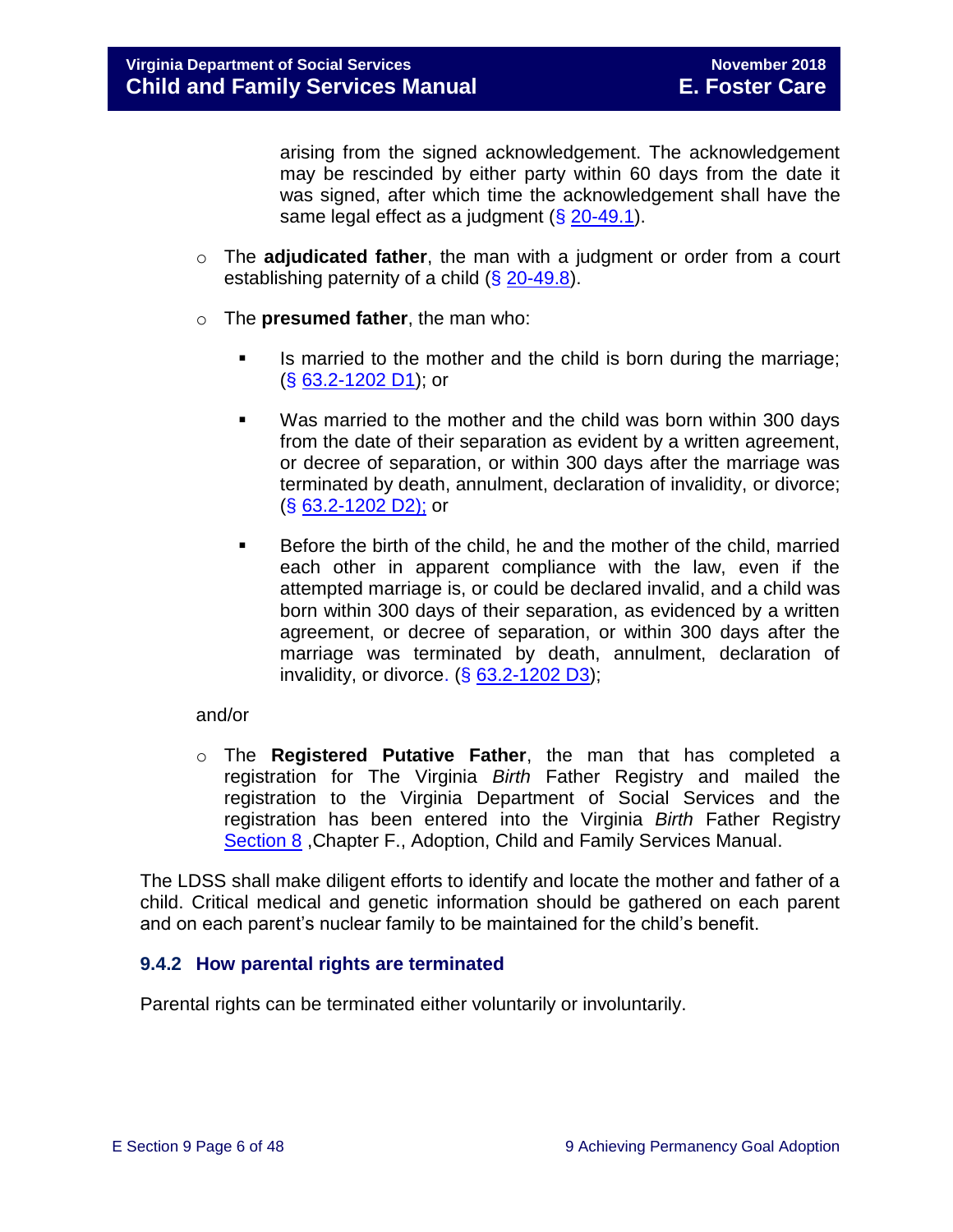arising from the signed acknowledgement. The acknowledgement may be rescinded by either party within 60 days from the date it was signed, after which time the acknowledgement shall have the same legal effect as a judgment (§ 20-49.1).

- The **adjudicated father**, the man with a judgment or order from a court establishing paternity of a child (§ 20-49.8).
- The **presumed father**, the man who:
  - Is married to the mother and the child is born during the marriage; (§ 63.2-1202 D1); or
  - Was married to the mother and the child was born within 300 days from the date of their separation as evident by a written agreement, or decree of separation, or within 300 days after the marriage was terminated by death, annulment, declaration of invalidity, or divorce; (§ 63.2-1202 D2); or
  - Before the birth of the child, he and the mother of the child, married each other in apparent compliance with the law, even if the attempted marriage is, or could be declared invalid, and a child was born within 300 days of their separation, as evidenced by a written agreement, or decree of separation, or within 300 days after the marriage was terminated by death, annulment, declaration of invalidity, or divorce. (§ 63.2-1202 D3);

and/or

- The **Registered Putative Father**, the man that has completed a registration for The Virginia *Birth* Father Registry and mailed the registration to the Virginia Department of Social Services and the registration has been entered into the Virginia *Birth* Father Registry Section 8 ,Chapter F., Adoption, Child and Family Services Manual.

The LDSS shall make diligent efforts to identify and locate the mother and father of a child. Critical medical and genetic information should be gathered on each parent and on each parent's nuclear family to be maintained for the child's benefit.

### 9.4.2 How parental rights are terminated

Parental rights can be terminated either voluntarily or involuntarily.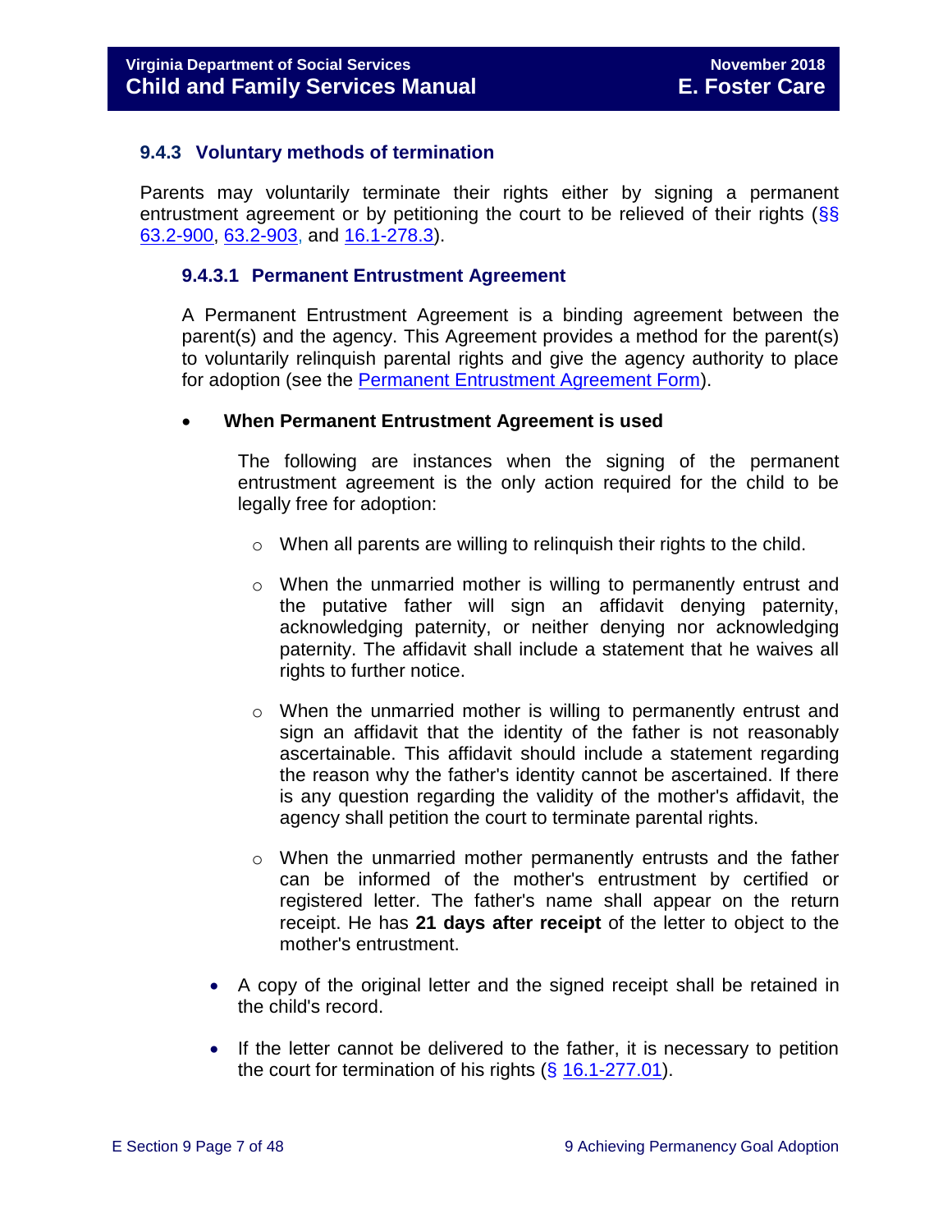### 9.4.3 Voluntary methods of termination

Parents may voluntarily terminate their rights either by signing a permanent entrustment agreement or by petitioning the court to be relieved of their rights (§§ 63.2-900, 63.2-903, and 16.1-278.3).

#### 9.4.3.1 Permanent Entrustment Agreement

A Permanent Entrustment Agreement is a binding agreement between the parent(s) and the agency. This Agreement provides a method for the parent(s) to voluntarily relinquish parental rights and give the agency authority to place for adoption (see the Permanent Entrustment Agreement Form).

- **When Permanent Entrustment Agreement is used**

  The following are instances when the signing of the permanent entrustment agreement is the only action required for the child to be legally free for adoption:

  - When all parents are willing to relinquish their rights to the child.
  - When the unmarried mother is willing to permanently entrust and the putative father will sign an affidavit denying paternity, acknowledging paternity, or neither denying nor acknowledging paternity. The affidavit shall include a statement that he waives all rights to further notice.
  - When the unmarried mother is willing to permanently entrust and sign an affidavit that the identity of the father is not reasonably ascertainable. This affidavit should include a statement regarding the reason why the father's identity cannot be ascertained. If there is any question regarding the validity of the mother's affidavit, the agency shall petition the court to terminate parental rights.
  - When the unmarried mother permanently entrusts and the father can be informed of the mother's entrustment by certified or registered letter. The father's name shall appear on the return receipt. He has **21 days after receipt** of the letter to object to the mother's entrustment.

- A copy of the original letter and the signed receipt shall be retained in the child's record.

- If the letter cannot be delivered to the father, it is necessary to petition the court for termination of his rights (§ 16.1-277.01).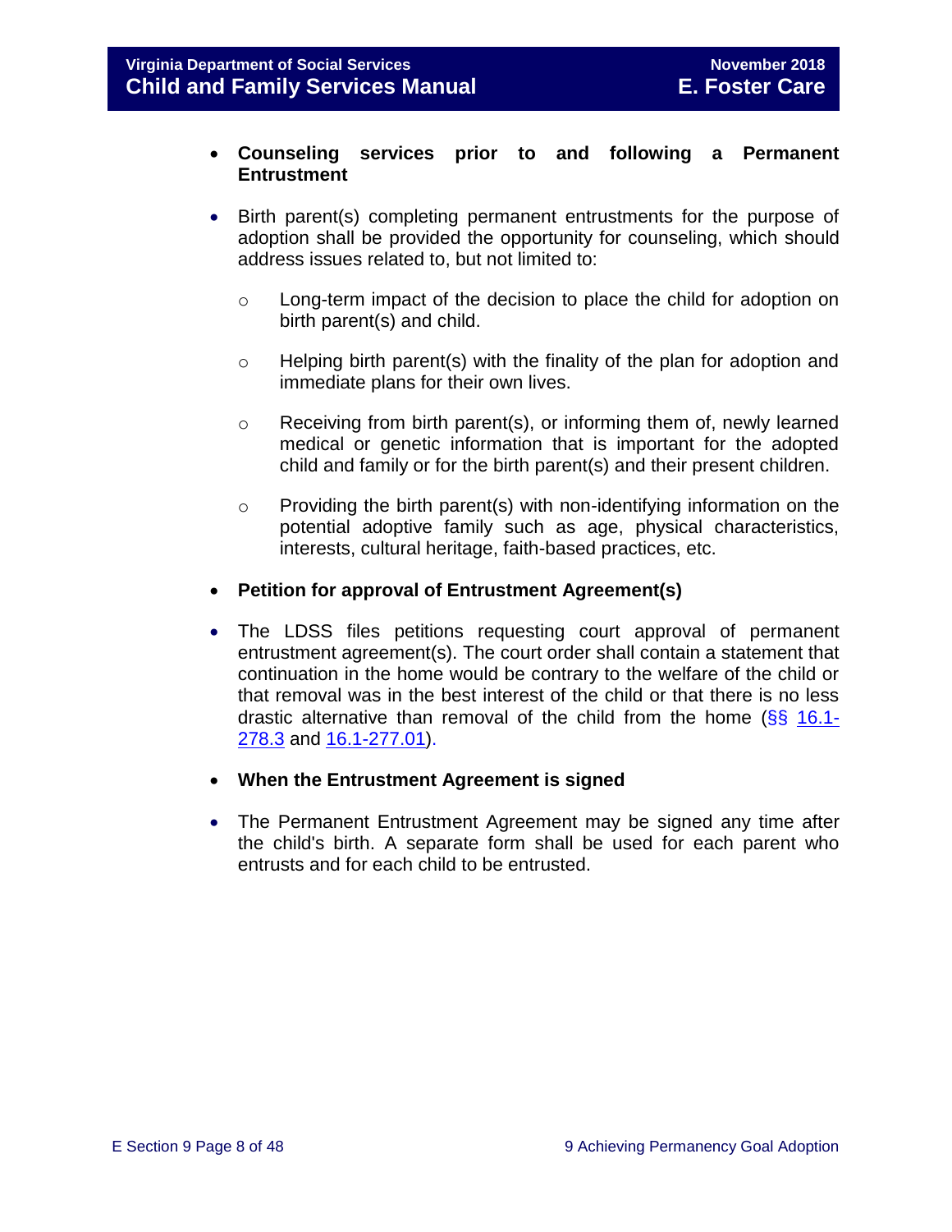- **Counseling services prior to and following a Permanent Entrustment**

- Birth parent(s) completing permanent entrustments for the purpose of adoption shall be provided the opportunity for counseling, which should address issues related to, but not limited to:

    - Long-term impact of the decision to place the child for adoption on birth parent(s) and child.

    - Helping birth parent(s) with the finality of the plan for adoption and immediate plans for their own lives.

    - Receiving from birth parent(s), or informing them of, newly learned medical or genetic information that is important for the adopted child and family or for the birth parent(s) and their present children.

    - Providing the birth parent(s) with non-identifying information on the potential adoptive family such as age, physical characteristics, interests, cultural heritage, faith-based practices, etc.

- **Petition for approval of Entrustment Agreement(s)**

- The LDSS files petitions requesting court approval of permanent entrustment agreement(s). The court order shall contain a statement that continuation in the home would be contrary to the welfare of the child or that removal was in the best interest of the child or that there is no less drastic alternative than removal of the child from the home (§§ 16.1-278.3 and 16.1-277.01).

- **When the Entrustment Agreement is signed**

- The Permanent Entrustment Agreement may be signed any time after the child's birth. A separate form shall be used for each parent who entrusts and for each child to be entrusted.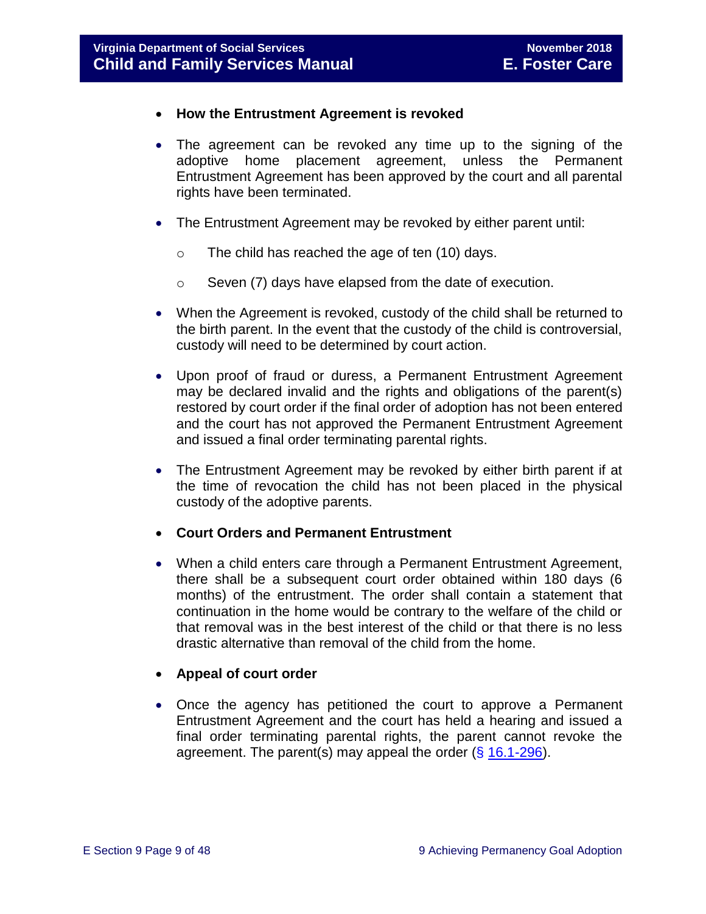- **How the Entrustment Agreement is revoked**

- The agreement can be revoked any time up to the signing of the adoptive home placement agreement, unless the Permanent Entrustment Agreement has been approved by the court and all parental rights have been terminated.

- The Entrustment Agreement may be revoked by either parent until:

    - The child has reached the age of ten (10) days.

    - Seven (7) days have elapsed from the date of execution.

- When the Agreement is revoked, custody of the child shall be returned to the birth parent. In the event that the custody of the child is controversial, custody will need to be determined by court action.

- Upon proof of fraud or duress, a Permanent Entrustment Agreement may be declared invalid and the rights and obligations of the parent(s) restored by court order if the final order of adoption has not been entered and the court has not approved the Permanent Entrustment Agreement and issued a final order terminating parental rights.

- The Entrustment Agreement may be revoked by either birth parent if at the time of revocation the child has not been placed in the physical custody of the adoptive parents.

- **Court Orders and Permanent Entrustment**

- When a child enters care through a Permanent Entrustment Agreement, there shall be a subsequent court order obtained within 180 days (6 months) of the entrustment. The order shall contain a statement that continuation in the home would be contrary to the welfare of the child or that removal was in the best interest of the child or that there is no less drastic alternative than removal of the child from the home.

- **Appeal of court order**

- Once the agency has petitioned the court to approve a Permanent Entrustment Agreement and the court has held a hearing and issued a final order terminating parental rights, the parent cannot revoke the agreement. The parent(s) may appeal the order (§ 16.1-296).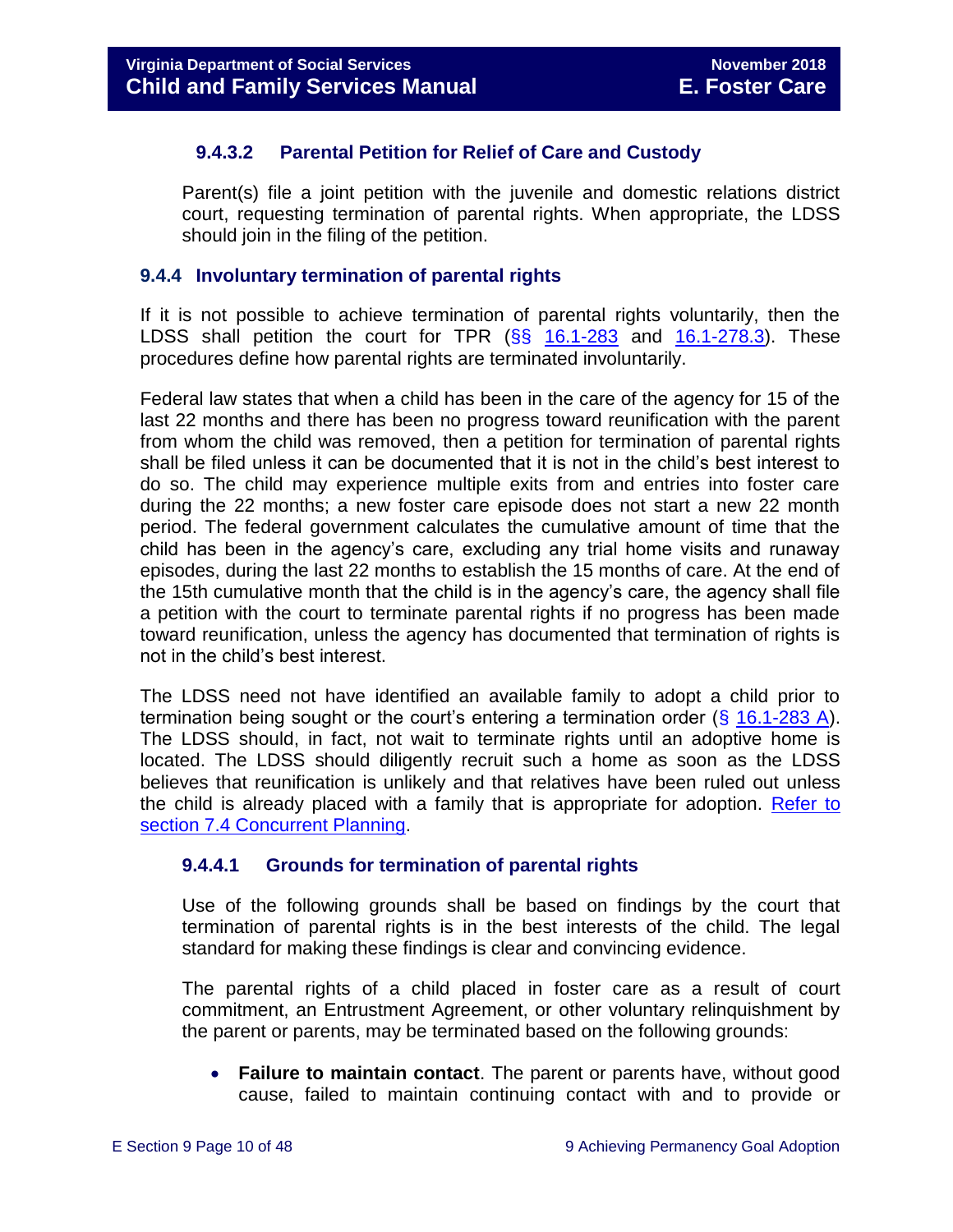#### 9.4.3.2 Parental Petition for Relief of Care and Custody

Parent(s) file a joint petition with the juvenile and domestic relations district court, requesting termination of parental rights. When appropriate, the LDSS should join in the filing of the petition.

### 9.4.4 Involuntary termination of parental rights

If it is not possible to achieve termination of parental rights voluntarily, then the LDSS shall petition the court for TPR (§§ 16.1-283 and 16.1-278.3). These procedures define how parental rights are terminated involuntarily.

Federal law states that when a child has been in the care of the agency for 15 of the last 22 months and there has been no progress toward reunification with the parent from whom the child was removed, then a petition for termination of parental rights shall be filed unless it can be documented that it is not in the child's best interest to do so. The child may experience multiple exits from and entries into foster care during the 22 months; a new foster care episode does not start a new 22 month period. The federal government calculates the cumulative amount of time that the child has been in the agency's care, excluding any trial home visits and runaway episodes, during the last 22 months to establish the 15 months of care. At the end of the 15th cumulative month that the child is in the agency's care, the agency shall file a petition with the court to terminate parental rights if no progress has been made toward reunification, unless the agency has documented that termination of rights is not in the child's best interest.

The LDSS need not have identified an available family to adopt a child prior to termination being sought or the court's entering a termination order (§ 16.1-283 A). The LDSS should, in fact, not wait to terminate rights until an adoptive home is located. The LDSS should diligently recruit such a home as soon as the LDSS believes that reunification is unlikely and that relatives have been ruled out unless the child is already placed with a family that is appropriate for adoption. Refer to section 7.4 Concurrent Planning.

#### 9.4.4.1 Grounds for termination of parental rights

Use of the following grounds shall be based on findings by the court that termination of parental rights is in the best interests of the child. The legal standard for making these findings is clear and convincing evidence.

The parental rights of a child placed in foster care as a result of court commitment, an Entrustment Agreement, or other voluntary relinquishment by the parent or parents, may be terminated based on the following grounds:

- **Failure to maintain contact**. The parent or parents have, without good cause, failed to maintain continuing contact with and to provide or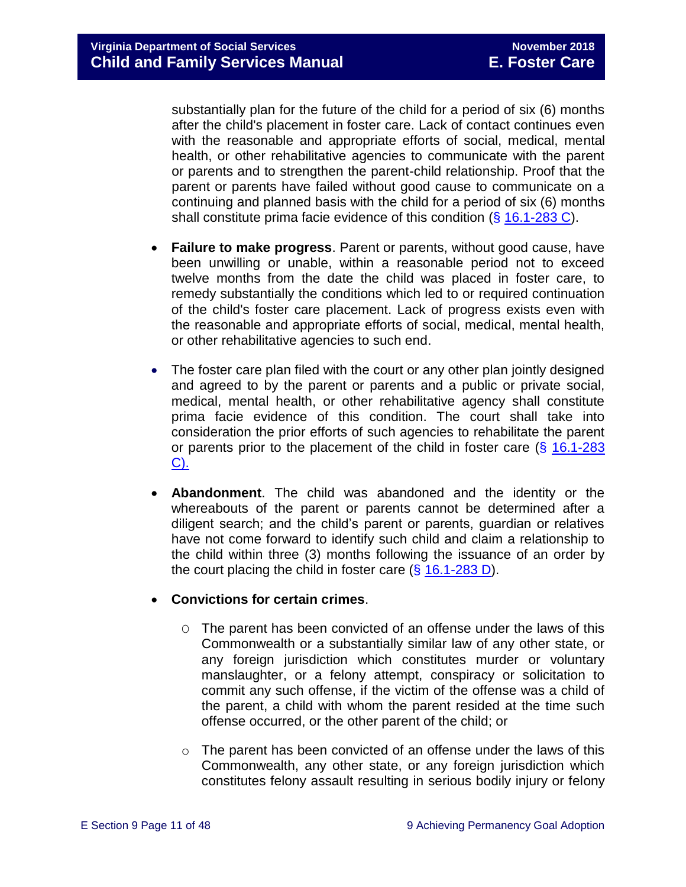substantially plan for the future of the child for a period of six (6) months after the child's placement in foster care. Lack of contact continues even with the reasonable and appropriate efforts of social, medical, mental health, or other rehabilitative agencies to communicate with the parent or parents and to strengthen the parent-child relationship. Proof that the parent or parents have failed without good cause to communicate on a continuing and planned basis with the child for a period of six (6) months shall constitute prima facie evidence of this condition (§ 16.1-283 C).

- **Failure to make progress**. Parent or parents, without good cause, have been unwilling or unable, within a reasonable period not to exceed twelve months from the date the child was placed in foster care, to remedy substantially the conditions which led to or required continuation of the child's foster care placement. Lack of progress exists even with the reasonable and appropriate efforts of social, medical, mental health, or other rehabilitative agencies to such end.

- The foster care plan filed with the court or any other plan jointly designed and agreed to by the parent or parents and a public or private social, medical, mental health, or other rehabilitative agency shall constitute prima facie evidence of this condition. The court shall take into consideration the prior efforts of such agencies to rehabilitate the parent or parents prior to the placement of the child in foster care (§ 16.1-283 C).

- **Abandonment**. The child was abandoned and the identity or the whereabouts of the parent or parents cannot be determined after a diligent search; and the child's parent or parents, guardian or relatives have not come forward to identify such child and claim a relationship to the child within three (3) months following the issuance of an order by the court placing the child in foster care (§ 16.1-283 D).

- **Convictions for certain crimes**.
    - The parent has been convicted of an offense under the laws of this Commonwealth or a substantially similar law of any other state, or any foreign jurisdiction which constitutes murder or voluntary manslaughter, or a felony attempt, conspiracy or solicitation to commit any such offense, if the victim of the offense was a child of the parent, a child with whom the parent resided at the time such offense occurred, or the other parent of the child; or
    - The parent has been convicted of an offense under the laws of this Commonwealth, any other state, or any foreign jurisdiction which constitutes felony assault resulting in serious bodily injury or felony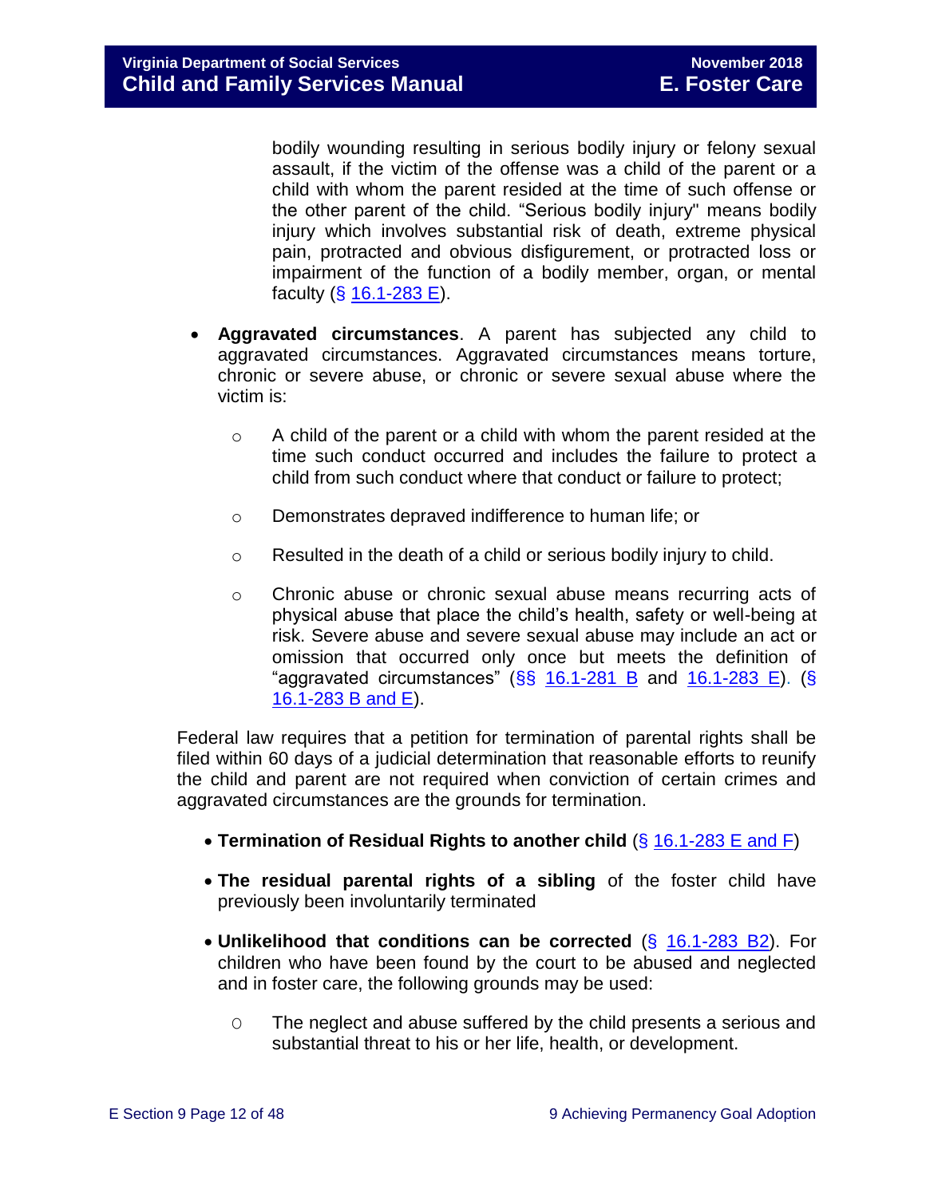bodily wounding resulting in serious bodily injury or felony sexual assault, if the victim of the offense was a child of the parent or a child with whom the parent resided at the time of such offense or the other parent of the child. "Serious bodily injury" means bodily injury which involves substantial risk of death, extreme physical pain, protracted and obvious disfigurement, or protracted loss or impairment of the function of a bodily member, organ, or mental faculty (§ 16.1-283 E).

- **Aggravated circumstances**. A parent has subjected any child to aggravated circumstances. Aggravated circumstances means torture, chronic or severe abuse, or chronic or severe sexual abuse where the victim is:
  - A child of the parent or a child with whom the parent resided at the time such conduct occurred and includes the failure to protect a child from such conduct where that conduct or failure to protect;
  - Demonstrates depraved indifference to human life; or
  - Resulted in the death of a child or serious bodily injury to child.
  - Chronic abuse or chronic sexual abuse means recurring acts of physical abuse that place the child's health, safety or well-being at risk. Severe abuse and severe sexual abuse may include an act or omission that occurred only once but meets the definition of "aggravated circumstances" (§§ 16.1-281 B and 16.1-283 E). (§ 16.1-283 B and E).

Federal law requires that a petition for termination of parental rights shall be filed within 60 days of a judicial determination that reasonable efforts to reunify the child and parent are not required when conviction of certain crimes and aggravated circumstances are the grounds for termination.

- **Termination of Residual Rights to another child** (§ 16.1-283 E and F)
- **The residual parental rights of a sibling** of the foster child have previously been involuntarily terminated
- **Unlikelihood that conditions can be corrected** (§ 16.1-283 B2). For children who have been found by the court to be abused and neglected and in foster care, the following grounds may be used:
  - The neglect and abuse suffered by the child presents a serious and substantial threat to his or her life, health, or development.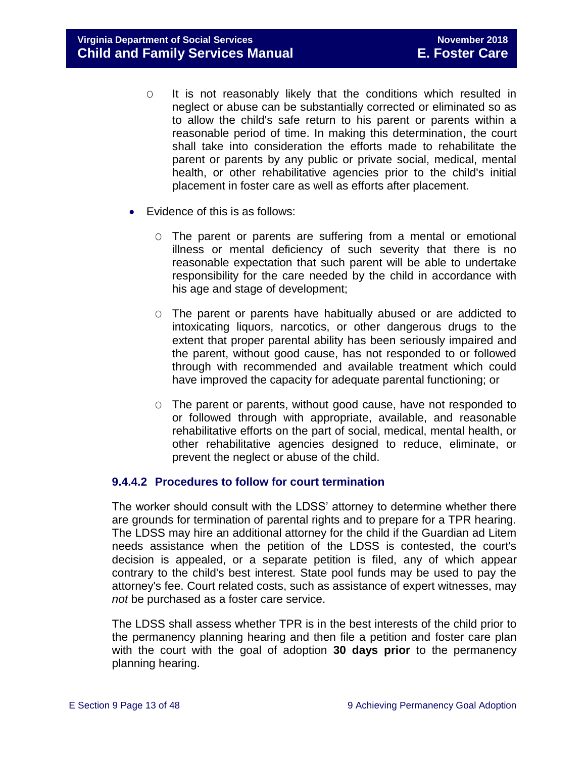- It is not reasonably likely that the conditions which resulted in neglect or abuse can be substantially corrected or eliminated so as to allow the child's safe return to his parent or parents within a reasonable period of time. In making this determination, the court shall take into consideration the efforts made to rehabilitate the parent or parents by any public or private social, medical, mental health, or other rehabilitative agencies prior to the child's initial placement in foster care as well as efforts after placement.

- Evidence of this is as follows:
  - The parent or parents are suffering from a mental or emotional illness or mental deficiency of such severity that there is no reasonable expectation that such parent will be able to undertake responsibility for the care needed by the child in accordance with his age and stage of development;
  - The parent or parents have habitually abused or are addicted to intoxicating liquors, narcotics, or other dangerous drugs to the extent that proper parental ability has been seriously impaired and the parent, without good cause, has not responded to or followed through with recommended and available treatment which could have improved the capacity for adequate parental functioning; or
  - The parent or parents, without good cause, have not responded to or followed through with appropriate, available, and reasonable rehabilitative efforts on the part of social, medical, mental health, or other rehabilitative agencies designed to reduce, eliminate, or prevent the neglect or abuse of the child.

#### 9.4.4.2 Procedures to follow for court termination

The worker should consult with the LDSS' attorney to determine whether there are grounds for termination of parental rights and to prepare for a TPR hearing. The LDSS may hire an additional attorney for the child if the Guardian ad Litem needs assistance when the petition of the LDSS is contested, the court's decision is appealed, or a separate petition is filed, any of which appear contrary to the child's best interest. State pool funds may be used to pay the attorney's fee. Court related costs, such as assistance of expert witnesses, may *not* be purchased as a foster care service.

The LDSS shall assess whether TPR is in the best interests of the child prior to the permanency planning hearing and then file a petition and foster care plan with the court with the goal of adoption **30 days prior** to the permanency planning hearing.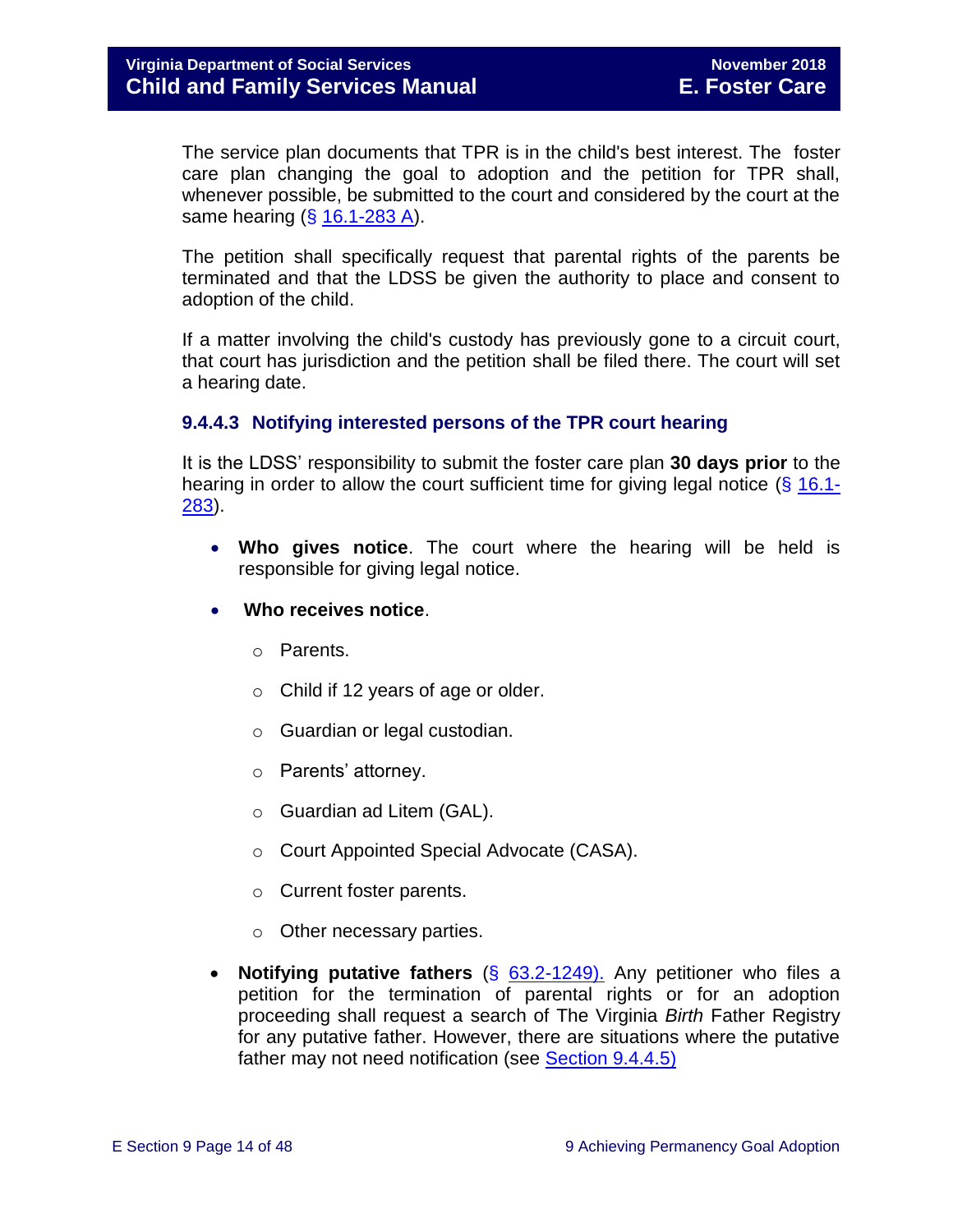The service plan documents that TPR is in the child's best interest. The foster care plan changing the goal to adoption and the petition for TPR shall, whenever possible, be submitted to the court and considered by the court at the same hearing (§ 16.1-283 A).

The petition shall specifically request that parental rights of the parents be terminated and that the LDSS be given the authority to place and consent to adoption of the child.

If a matter involving the child's custody has previously gone to a circuit court, that court has jurisdiction and the petition shall be filed there. The court will set a hearing date.

### 9.4.4.3 Notifying interested persons of the TPR court hearing

It is the LDSS' responsibility to submit the foster care plan **30 days prior** to the hearing in order to allow the court sufficient time for giving legal notice (§ 16.1-283).

- **Who gives notice**. The court where the hearing will be held is responsible for giving legal notice.
- **Who receives notice**.
  - Parents.
  - Child if 12 years of age or older.
  - Guardian or legal custodian.
  - Parents' attorney.
  - Guardian ad Litem (GAL).
  - Court Appointed Special Advocate (CASA).
  - Current foster parents.
  - Other necessary parties.
- **Notifying putative fathers** (§ 63.2-1249). Any petitioner who files a petition for the termination of parental rights or for an adoption proceeding shall request a search of The Virginia *Birth* Father Registry for any putative father. However, there are situations where the putative father may not need notification (see Section 9.4.4.5)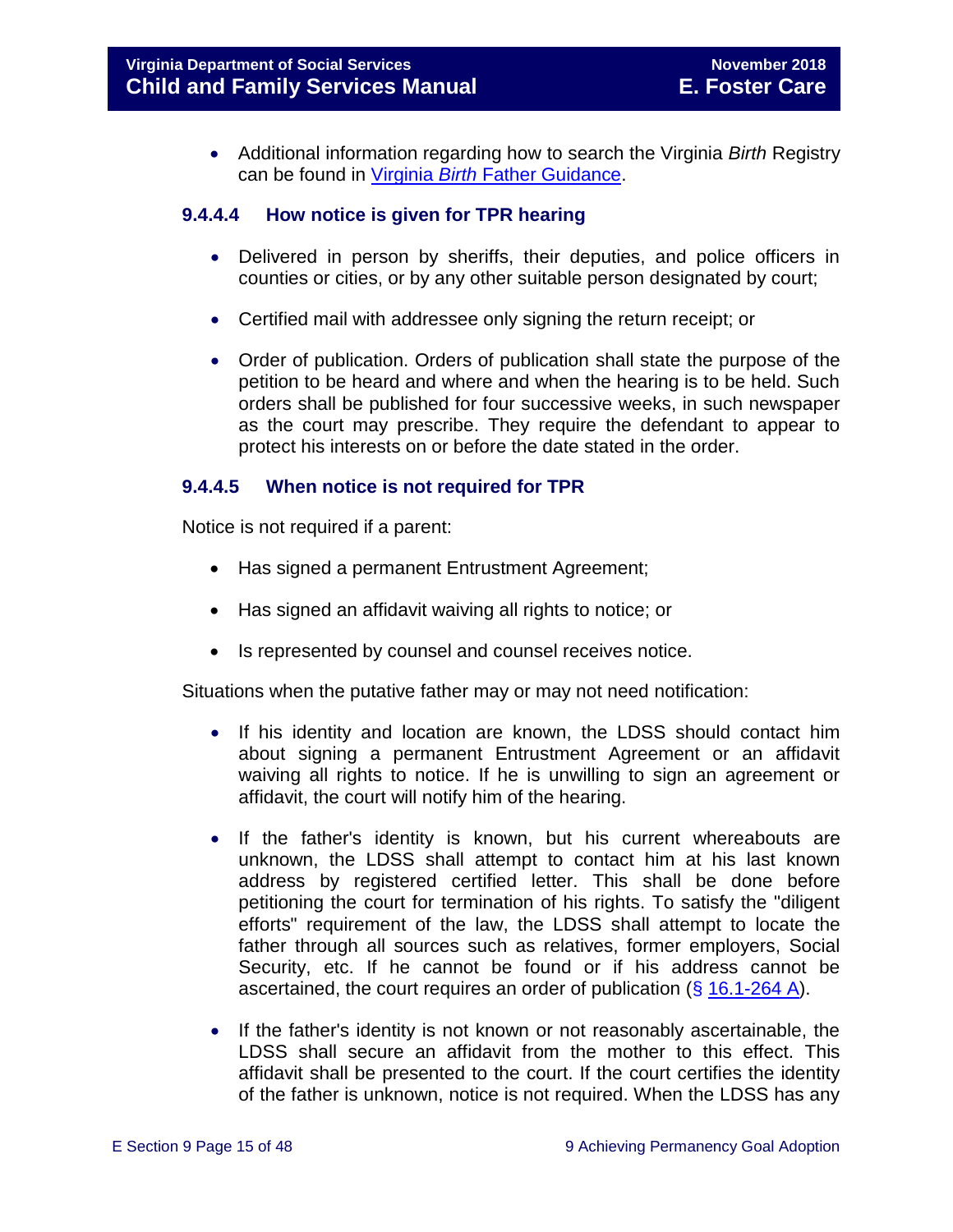- Additional information regarding how to search the Virginia *Birth* Registry can be found in [Virginia *Birth* Father Guidance](#).

#### 9.4.4.4 How notice is given for TPR hearing

- Delivered in person by sheriffs, their deputies, and police officers in counties or cities, or by any other suitable person designated by court;
- Certified mail with addressee only signing the return receipt; or
- Order of publication. Orders of publication shall state the purpose of the petition to be heard and where and when the hearing is to be held. Such orders shall be published for four successive weeks, in such newspaper as the court may prescribe. They require the defendant to appear to protect his interests on or before the date stated in the order.

#### 9.4.4.5 When notice is not required for TPR

Notice is not required if a parent:

- Has signed a permanent Entrustment Agreement;
- Has signed an affidavit waiving all rights to notice; or
- Is represented by counsel and counsel receives notice.

Situations when the putative father may or may not need notification:

- If his identity and location are known, the LDSS should contact him about signing a permanent Entrustment Agreement or an affidavit waiving all rights to notice. If he is unwilling to sign an agreement or affidavit, the court will notify him of the hearing.
- If the father's identity is known, but his current whereabouts are unknown, the LDSS shall attempt to contact him at his last known address by registered certified letter. This shall be done before petitioning the court for termination of his rights. To satisfy the "diligent efforts" requirement of the law, the LDSS shall attempt to locate the father through all sources such as relatives, former employers, Social Security, etc. If he cannot be found or if his address cannot be ascertained, the court requires an order of publication (§ [16.1-264 A](#)).
- If the father's identity is not known or not reasonably ascertainable, the LDSS shall secure an affidavit from the mother to this effect. This affidavit shall be presented to the court. If the court certifies the identity of the father is unknown, notice is not required. When the LDSS has any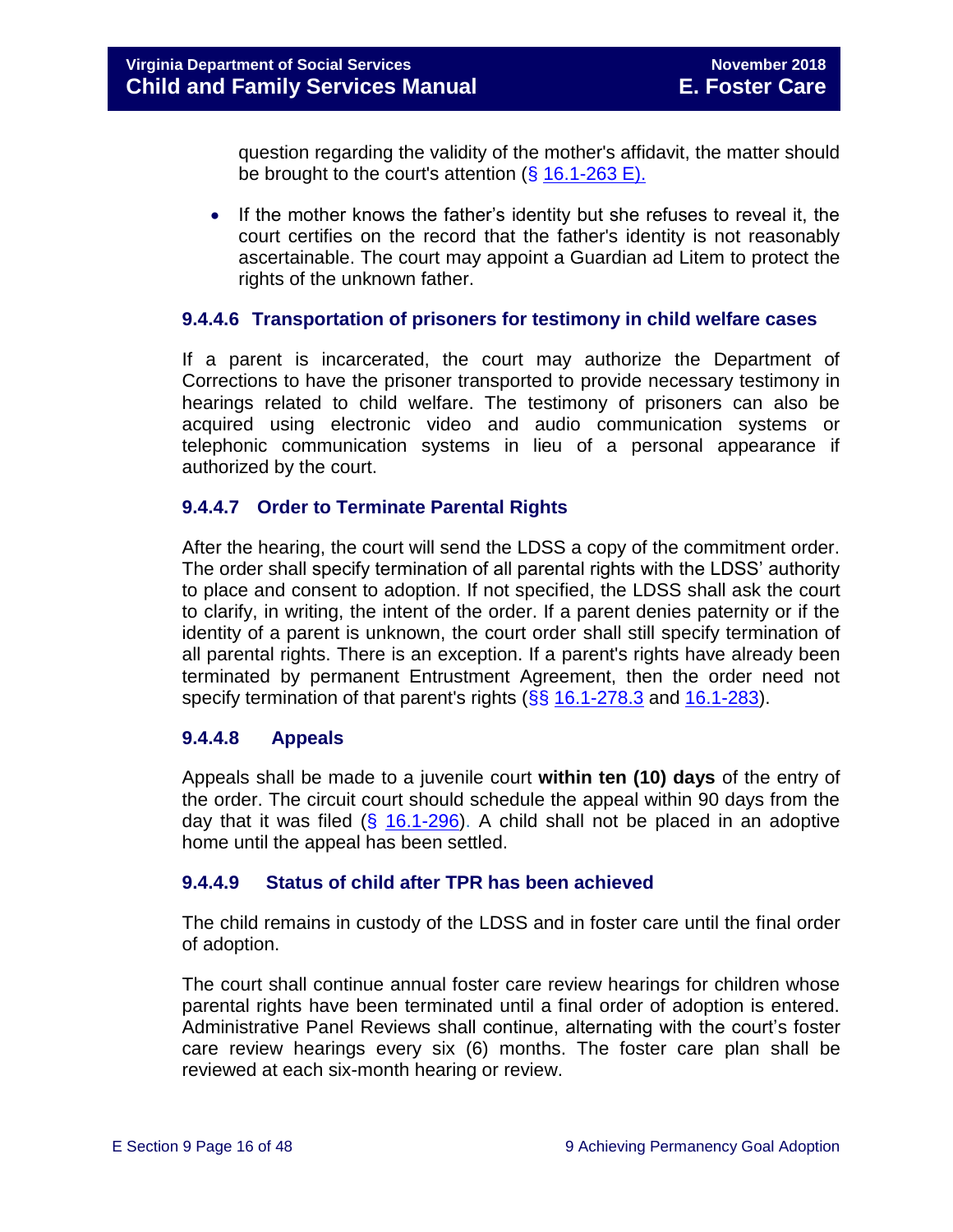question regarding the validity of the mother's affidavit, the matter should be brought to the court's attention (§ 16.1-263 E).

- If the mother knows the father's identity but she refuses to reveal it, the court certifies on the record that the father's identity is not reasonably ascertainable. The court may appoint a Guardian ad Litem to protect the rights of the unknown father.

### 9.4.4.6 Transportation of prisoners for testimony in child welfare cases

If a parent is incarcerated, the court may authorize the Department of Corrections to have the prisoner transported to provide necessary testimony in hearings related to child welfare. The testimony of prisoners can also be acquired using electronic video and audio communication systems or telephonic communication systems in lieu of a personal appearance if authorized by the court.

### 9.4.4.7 Order to Terminate Parental Rights

After the hearing, the court will send the LDSS a copy of the commitment order. The order shall specify termination of all parental rights with the LDSS' authority to place and consent to adoption. If not specified, the LDSS shall ask the court to clarify, in writing, the intent of the order. If a parent denies paternity or if the identity of a parent is unknown, the court order shall still specify termination of all parental rights. There is an exception. If a parent's rights have already been terminated by permanent Entrustment Agreement, then the order need not specify termination of that parent's rights (§§ 16.1-278.3 and 16.1-283).

### 9.4.4.8 Appeals

Appeals shall be made to a juvenile court **within ten (10) days** of the entry of the order. The circuit court should schedule the appeal within 90 days from the day that it was filed (§ 16.1-296). A child shall not be placed in an adoptive home until the appeal has been settled.

### 9.4.4.9 Status of child after TPR has been achieved

The child remains in custody of the LDSS and in foster care until the final order of adoption.

The court shall continue annual foster care review hearings for children whose parental rights have been terminated until a final order of adoption is entered. Administrative Panel Reviews shall continue, alternating with the court's foster care review hearings every six (6) months. The foster care plan shall be reviewed at each six-month hearing or review.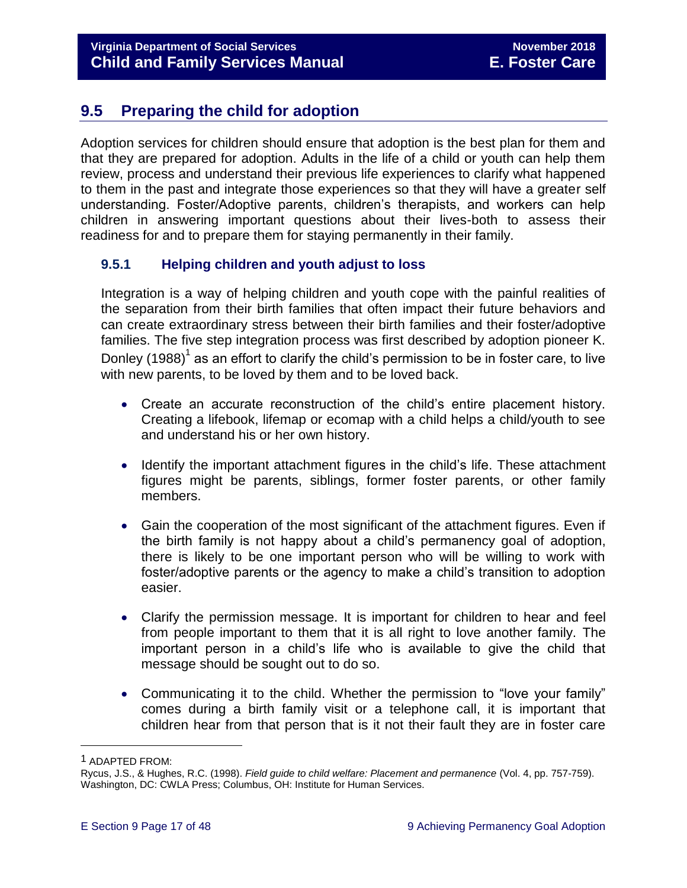## 9.5 Preparing the child for adoption

Adoption services for children should ensure that adoption is the best plan for them and that they are prepared for adoption. Adults in the life of a child or youth can help them review, process and understand their previous life experiences to clarify what happened to them in the past and integrate those experiences so that they will have a greater self understanding. Foster/Adoptive parents, children's therapists, and workers can help children in answering important questions about their lives-both to assess their readiness for and to prepare them for staying permanently in their family.

### 9.5.1 Helping children and youth adjust to loss

Integration is a way of helping children and youth cope with the painful realities of the separation from their birth families that often impact their future behaviors and can create extraordinary stress between their birth families and their foster/adoptive families. The five step integration process was first described by adoption pioneer K. Donley (1988)[1] as an effort to clarify the child's permission to be in foster care, to live with new parents, to be loved by them and to be loved back.

- Create an accurate reconstruction of the child's entire placement history. Creating a lifebook, lifemap or ecomap with a child helps a child/youth to see and understand his or her own history.
- Identify the important attachment figures in the child's life. These attachment figures might be parents, siblings, former foster parents, or other family members.
- Gain the cooperation of the most significant of the attachment figures. Even if the birth family is not happy about a child's permanency goal of adoption, there is likely to be one important person who will be willing to work with foster/adoptive parents or the agency to make a child's transition to adoption easier.
- Clarify the permission message. It is important for children to hear and feel from people important to them that it is all right to love another family. The important person in a child's life who is available to give the child that message should be sought out to do so.
- Communicating it to the child. Whether the permission to "love your family" comes during a birth family visit or a telephone call, it is important that children hear from that person that is it not their fault they are in foster care

---

[1] ADAPTED FROM:
Rycus, J.S., & Hughes, R.C. (1998). *Field guide to child welfare: Placement and permanence* (Vol. 4, pp. 757-759). Washington, DC: CWLA Press; Columbus, OH: Institute for Human Services.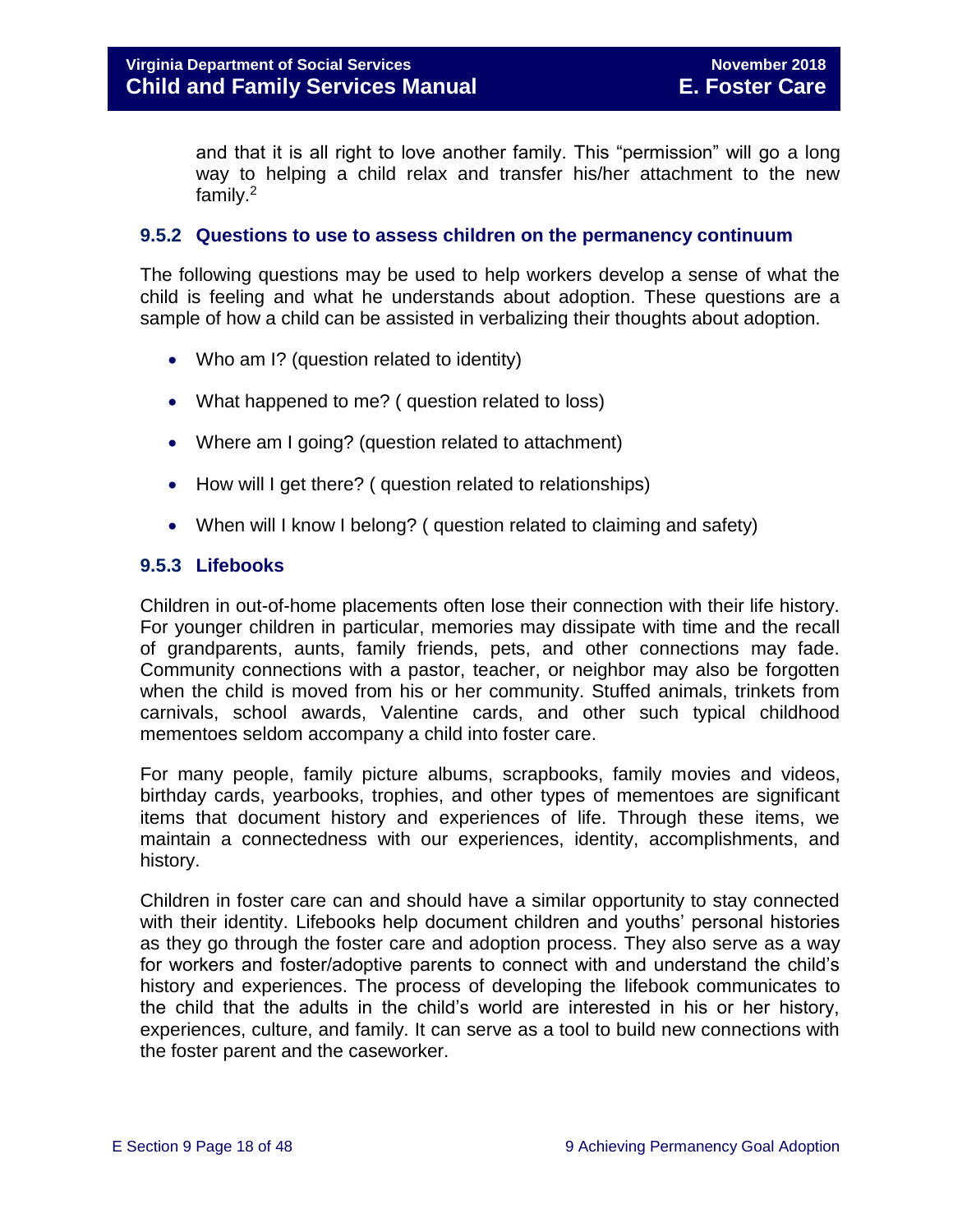and that it is all right to love another family. This "permission" will go a long way to helping a child relax and transfer his/her attachment to the new family.[2]

### 9.5.2 Questions to use to assess children on the permanency continuum

The following questions may be used to help workers develop a sense of what the child is feeling and what he understands about adoption. These questions are a sample of how a child can be assisted in verbalizing their thoughts about adoption.

- Who am I? (question related to identity)
- What happened to me? ( question related to loss)
- Where am I going? (question related to attachment)
- How will I get there? ( question related to relationships)
- When will I know I belong? ( question related to claiming and safety)

### 9.5.3 Lifebooks

Children in out-of-home placements often lose their connection with their life history. For younger children in particular, memories may dissipate with time and the recall of grandparents, aunts, family friends, pets, and other connections may fade. Community connections with a pastor, teacher, or neighbor may also be forgotten when the child is moved from his or her community. Stuffed animals, trinkets from carnivals, school awards, Valentine cards, and other such typical childhood mementoes seldom accompany a child into foster care.

For many people, family picture albums, scrapbooks, family movies and videos, birthday cards, yearbooks, trophies, and other types of mementoes are significant items that document history and experiences of life. Through these items, we maintain a connectedness with our experiences, identity, accomplishments, and history.

Children in foster care can and should have a similar opportunity to stay connected with their identity. Lifebooks help document children and youths' personal histories as they go through the foster care and adoption process. They also serve as a way for workers and foster/adoptive parents to connect with and understand the child's history and experiences. The process of developing the lifebook communicates to the child that the adults in the child's world are interested in his or her history, experiences, culture, and family. It can serve as a tool to build new connections with the foster parent and the caseworker.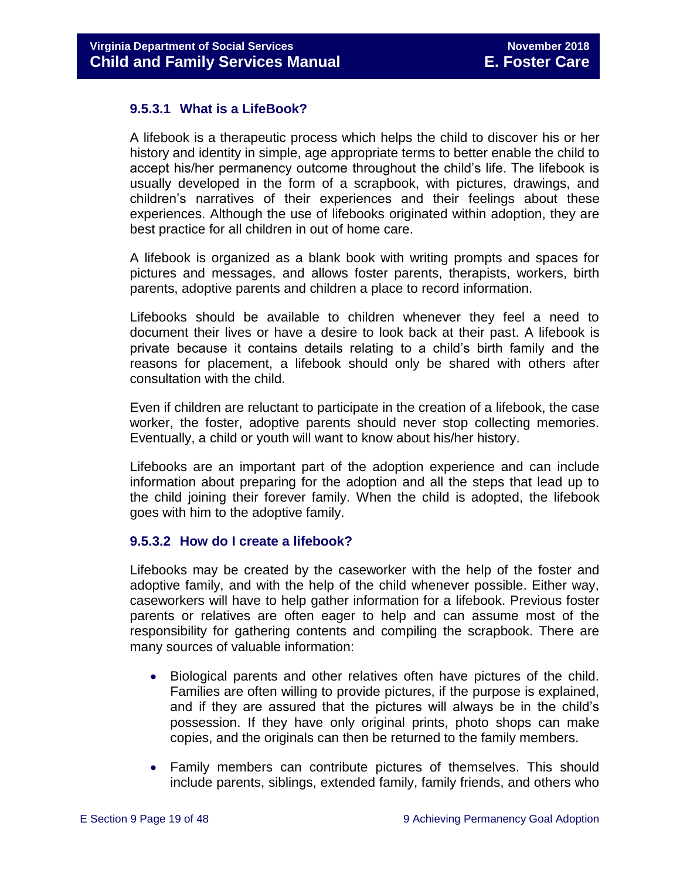### 9.5.3.1 What is a LifeBook?

A lifebook is a therapeutic process which helps the child to discover his or her history and identity in simple, age appropriate terms to better enable the child to accept his/her permanency outcome throughout the child's life. The lifebook is usually developed in the form of a scrapbook, with pictures, drawings, and children's narratives of their experiences and their feelings about these experiences. Although the use of lifebooks originated within adoption, they are best practice for all children in out of home care.

A lifebook is organized as a blank book with writing prompts and spaces for pictures and messages, and allows foster parents, therapists, workers, birth parents, adoptive parents and children a place to record information.

Lifebooks should be available to children whenever they feel a need to document their lives or have a desire to look back at their past. A lifebook is private because it contains details relating to a child's birth family and the reasons for placement, a lifebook should only be shared with others after consultation with the child.

Even if children are reluctant to participate in the creation of a lifebook, the case worker, the foster, adoptive parents should never stop collecting memories. Eventually, a child or youth will want to know about his/her history.

Lifebooks are an important part of the adoption experience and can include information about preparing for the adoption and all the steps that lead up to the child joining their forever family. When the child is adopted, the lifebook goes with him to the adoptive family.

### 9.5.3.2 How do I create a lifebook?

Lifebooks may be created by the caseworker with the help of the foster and adoptive family, and with the help of the child whenever possible. Either way, caseworkers will have to help gather information for a lifebook. Previous foster parents or relatives are often eager to help and can assume most of the responsibility for gathering contents and compiling the scrapbook. There are many sources of valuable information:

- Biological parents and other relatives often have pictures of the child. Families are often willing to provide pictures, if the purpose is explained, and if they are assured that the pictures will always be in the child's possession. If they have only original prints, photo shops can make copies, and the originals can then be returned to the family members.
- Family members can contribute pictures of themselves. This should include parents, siblings, extended family, family friends, and others who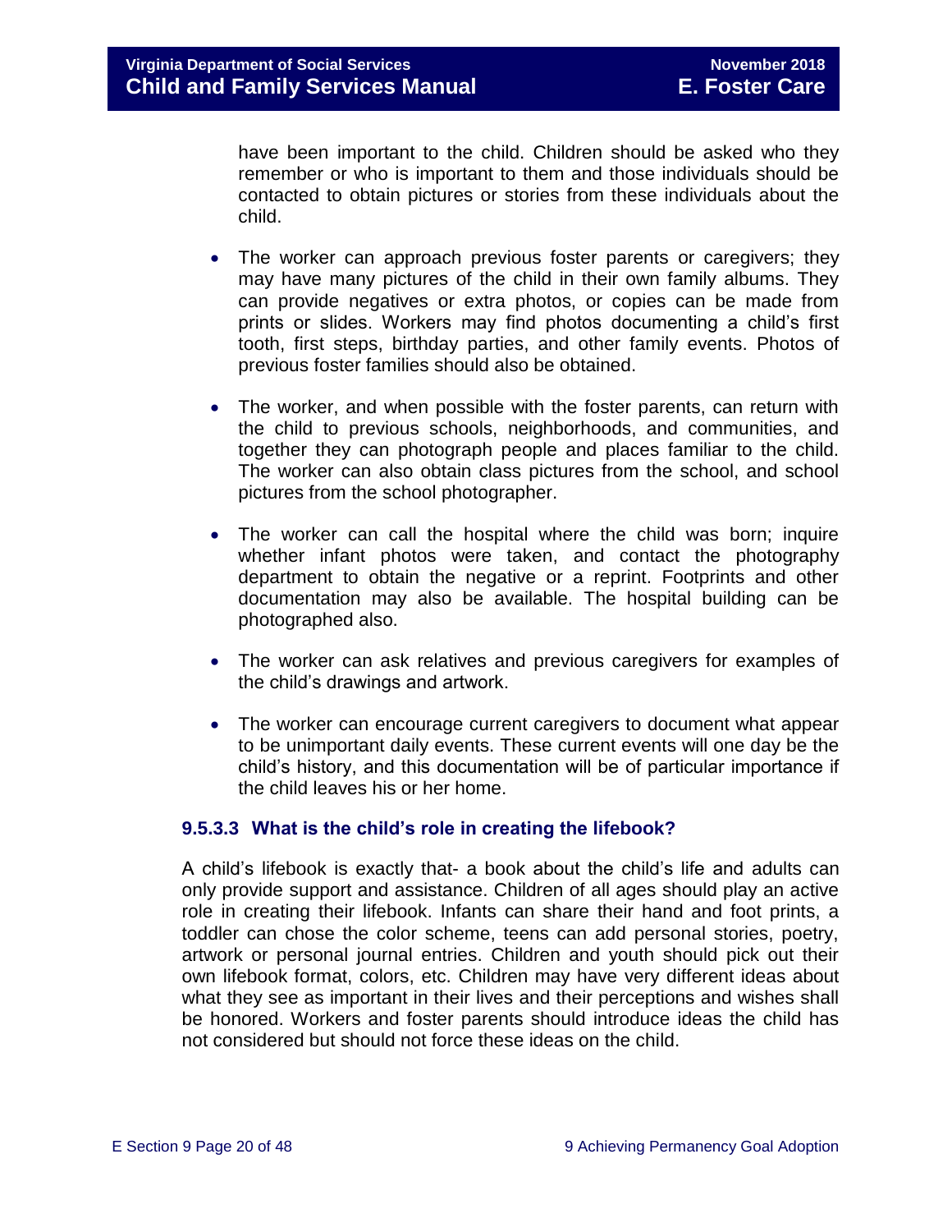have been important to the child. Children should be asked who they remember or who is important to them and those individuals should be contacted to obtain pictures or stories from these individuals about the child.

- The worker can approach previous foster parents or caregivers; they may have many pictures of the child in their own family albums. They can provide negatives or extra photos, or copies can be made from prints or slides. Workers may find photos documenting a child's first tooth, first steps, birthday parties, and other family events. Photos of previous foster families should also be obtained.

- The worker, and when possible with the foster parents, can return with the child to previous schools, neighborhoods, and communities, and together they can photograph people and places familiar to the child. The worker can also obtain class pictures from the school, and school pictures from the school photographer.

- The worker can call the hospital where the child was born; inquire whether infant photos were taken, and contact the photography department to obtain the negative or a reprint. Footprints and other documentation may also be available. The hospital building can be photographed also.

- The worker can ask relatives and previous caregivers for examples of the child's drawings and artwork.

- The worker can encourage current caregivers to document what appear to be unimportant daily events. These current events will one day be the child's history, and this documentation will be of particular importance if the child leaves his or her home.

### 9.5.3.3 What is the child's role in creating the lifebook?

A child's lifebook is exactly that- a book about the child's life and adults can only provide support and assistance. Children of all ages should play an active role in creating their lifebook. Infants can share their hand and foot prints, a toddler can chose the color scheme, teens can add personal stories, poetry, artwork or personal journal entries. Children and youth should pick out their own lifebook format, colors, etc. Children may have very different ideas about what they see as important in their lives and their perceptions and wishes shall be honored. Workers and foster parents should introduce ideas the child has not considered but should not force these ideas on the child.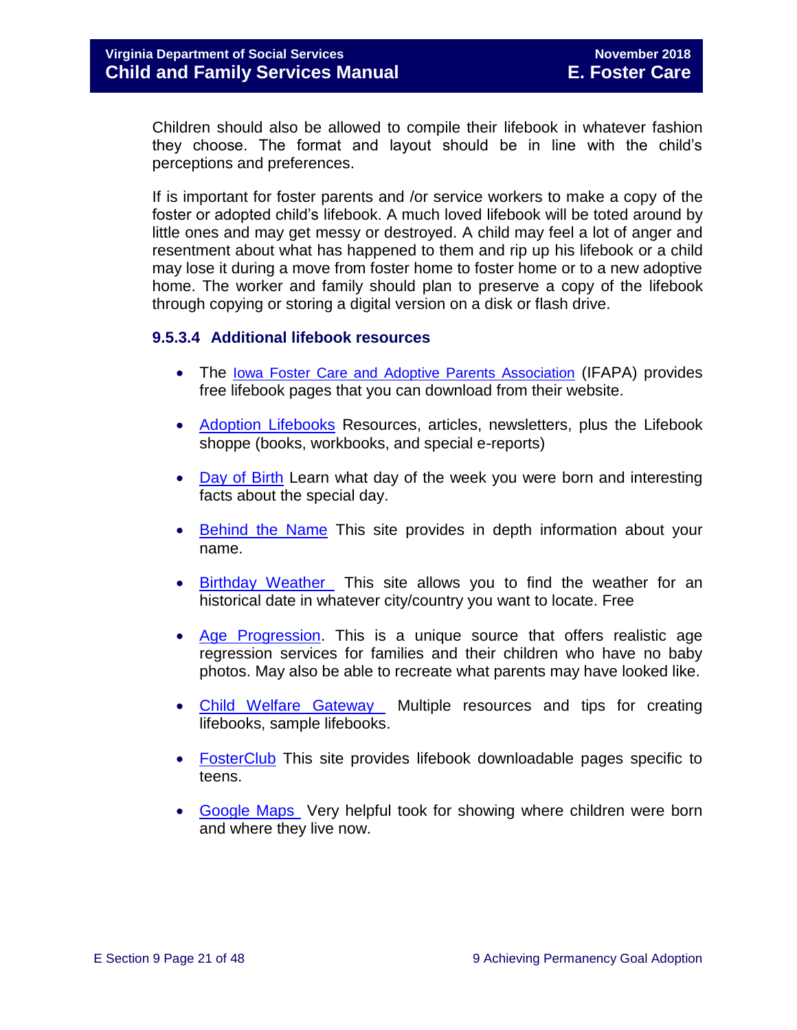Children should also be allowed to compile their lifebook in whatever fashion they choose. The format and layout should be in line with the child's perceptions and preferences.

If is important for foster parents and /or service workers to make a copy of the foster or adopted child's lifebook. A much loved lifebook will be toted around by little ones and may get messy or destroyed. A child may feel a lot of anger and resentment about what has happened to them and rip up his lifebook or a child may lose it during a move from foster home to foster home or to a new adoptive home. The worker and family should plan to preserve a copy of the lifebook through copying or storing a digital version on a disk or flash drive.

### 9.5.3.4 Additional lifebook resources

- The Iowa Foster Care and Adoptive Parents Association (IFAPA) provides free lifebook pages that you can download from their website.
- Adoption Lifebooks Resources, articles, newsletters, plus the Lifebook shoppe (books, workbooks, and special e-reports)
- Day of Birth Learn what day of the week you were born and interesting facts about the special day.
- Behind the Name This site provides in depth information about your name.
- Birthday Weather This site allows you to find the weather for an historical date in whatever city/country you want to locate. Free
- Age Progression. This is a unique source that offers realistic age regression services for families and their children who have no baby photos. May also be able to recreate what parents may have looked like.
- Child Welfare Gateway Multiple resources and tips for creating lifebooks, sample lifebooks.
- FosterClub This site provides lifebook downloadable pages specific to teens.
- Google Maps Very helpful took for showing where children were born and where they live now.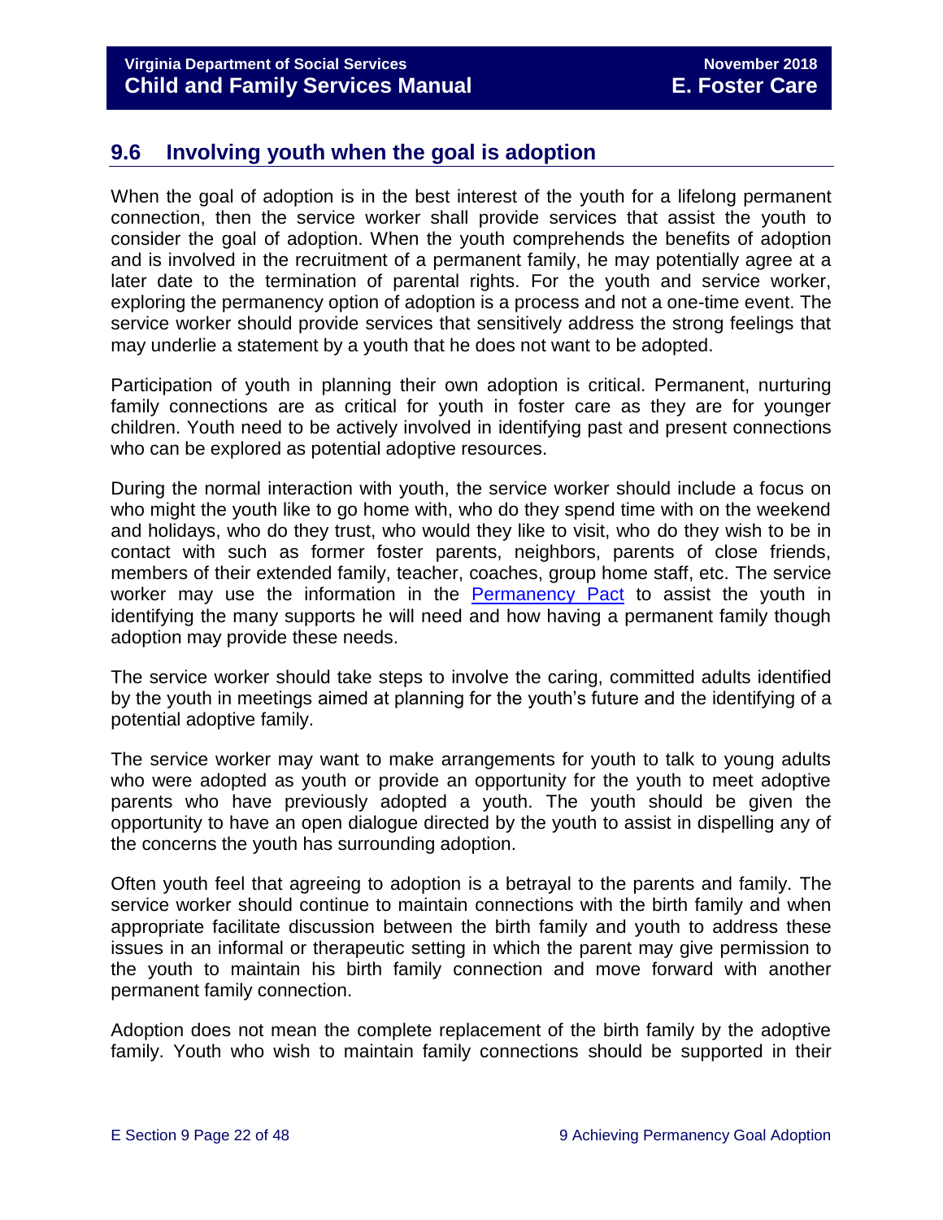## 9.6 Involving youth when the goal is adoption

When the goal of adoption is in the best interest of the youth for a lifelong permanent connection, then the service worker shall provide services that assist the youth to consider the goal of adoption. When the youth comprehends the benefits of adoption and is involved in the recruitment of a permanent family, he may potentially agree at a later date to the termination of parental rights. For the youth and service worker, exploring the permanency option of adoption is a process and not a one-time event. The service worker should provide services that sensitively address the strong feelings that may underlie a statement by a youth that he does not want to be adopted.

Participation of youth in planning their own adoption is critical. Permanent, nurturing family connections are as critical for youth in foster care as they are for younger children. Youth need to be actively involved in identifying past and present connections who can be explored as potential adoptive resources.

During the normal interaction with youth, the service worker should include a focus on who might the youth like to go home with, who do they spend time with on the weekend and holidays, who do they trust, who would they like to visit, who do they wish to be in contact with such as former foster parents, neighbors, parents of close friends, members of their extended family, teacher, coaches, group home staff, etc. The service worker may use the information in the [Permanency Pact] to assist the youth in identifying the many supports he will need and how having a permanent family though adoption may provide these needs.

The service worker should take steps to involve the caring, committed adults identified by the youth in meetings aimed at planning for the youth's future and the identifying of a potential adoptive family.

The service worker may want to make arrangements for youth to talk to young adults who were adopted as youth or provide an opportunity for the youth to meet adoptive parents who have previously adopted a youth. The youth should be given the opportunity to have an open dialogue directed by the youth to assist in dispelling any of the concerns the youth has surrounding adoption.

Often youth feel that agreeing to adoption is a betrayal to the parents and family. The service worker should continue to maintain connections with the birth family and when appropriate facilitate discussion between the birth family and youth to address these issues in an informal or therapeutic setting in which the parent may give permission to the youth to maintain his birth family connection and move forward with another permanent family connection.

Adoption does not mean the complete replacement of the birth family by the adoptive family. Youth who wish to maintain family connections should be supported in their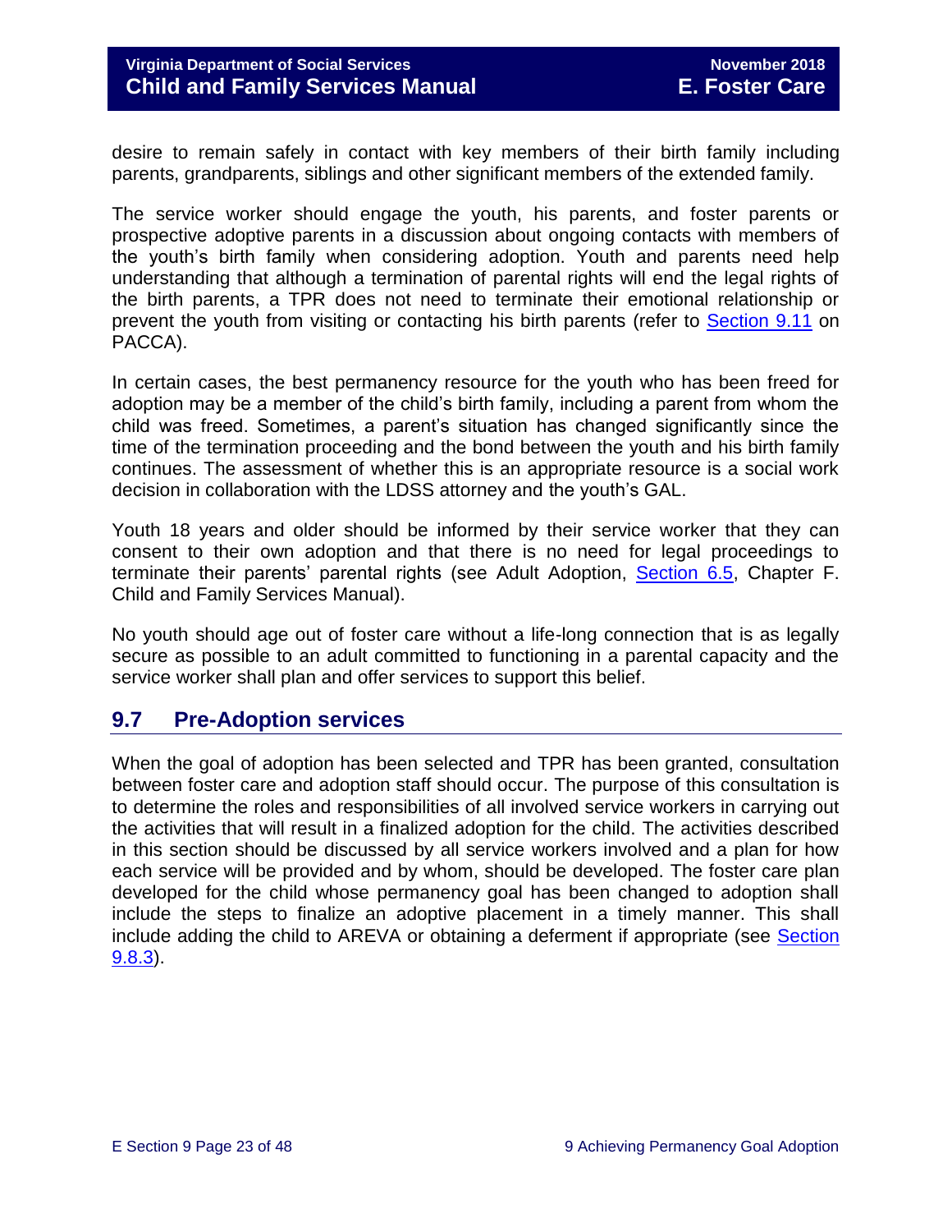desire to remain safely in contact with key members of their birth family including parents, grandparents, siblings and other significant members of the extended family.

The service worker should engage the youth, his parents, and foster parents or prospective adoptive parents in a discussion about ongoing contacts with members of the youth's birth family when considering adoption. Youth and parents need help understanding that although a termination of parental rights will end the legal rights of the birth parents, a TPR does not need to terminate their emotional relationship or prevent the youth from visiting or contacting his birth parents (refer to Section 9.11 on PACCA).

In certain cases, the best permanency resource for the youth who has been freed for adoption may be a member of the child's birth family, including a parent from whom the child was freed. Sometimes, a parent's situation has changed significantly since the time of the termination proceeding and the bond between the youth and his birth family continues. The assessment of whether this is an appropriate resource is a social work decision in collaboration with the LDSS attorney and the youth's GAL.

Youth 18 years and older should be informed by their service worker that they can consent to their own adoption and that there is no need for legal proceedings to terminate their parents' parental rights (see Adult Adoption, Section 6.5, Chapter F. Child and Family Services Manual).

No youth should age out of foster care without a life-long connection that is as legally secure as possible to an adult committed to functioning in a parental capacity and the service worker shall plan and offer services to support this belief.

## 9.7 Pre-Adoption services

When the goal of adoption has been selected and TPR has been granted, consultation between foster care and adoption staff should occur. The purpose of this consultation is to determine the roles and responsibilities of all involved service workers in carrying out the activities that will result in a finalized adoption for the child. The activities described in this section should be discussed by all service workers involved and a plan for how each service will be provided and by whom, should be developed. The foster care plan developed for the child whose permanency goal has been changed to adoption shall include the steps to finalize an adoptive placement in a timely manner. This shall include adding the child to AREVA or obtaining a deferment if appropriate (see Section 9.8.3).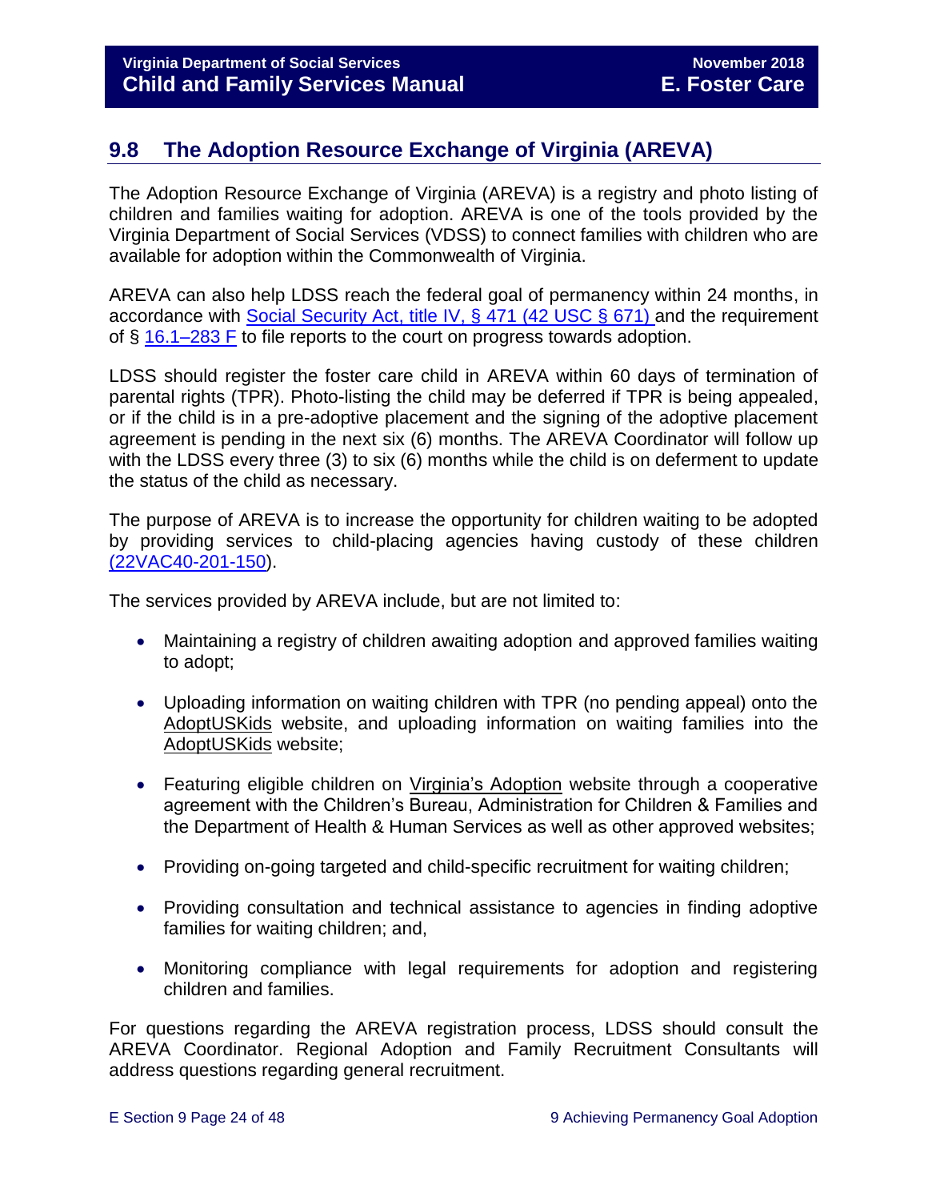## 9.8 The Adoption Resource Exchange of Virginia (AREVA)

The Adoption Resource Exchange of Virginia (AREVA) is a registry and photo listing of children and families waiting for adoption. AREVA is one of the tools provided by the Virginia Department of Social Services (VDSS) to connect families with children who are available for adoption within the Commonwealth of Virginia.

AREVA can also help LDSS reach the federal goal of permanency within 24 months, in accordance with Social Security Act, title IV, § 471 (42 USC § 671) and the requirement of § 16.1–283 F to file reports to the court on progress towards adoption.

LDSS should register the foster care child in AREVA within 60 days of termination of parental rights (TPR). Photo-listing the child may be deferred if TPR is being appealed, or if the child is in a pre-adoptive placement and the signing of the adoptive placement agreement is pending in the next six (6) months. The AREVA Coordinator will follow up with the LDSS every three (3) to six (6) months while the child is on deferment to update the status of the child as necessary.

The purpose of AREVA is to increase the opportunity for children waiting to be adopted by providing services to child-placing agencies having custody of these children (22VAC40-201-150).

The services provided by AREVA include, but are not limited to:

- Maintaining a registry of children awaiting adoption and approved families waiting to adopt;
- Uploading information on waiting children with TPR (no pending appeal) onto the AdoptUSKids website, and uploading information on waiting families into the AdoptUSKids website;
- Featuring eligible children on Virginia's Adoption website through a cooperative agreement with the Children's Bureau, Administration for Children & Families and the Department of Health & Human Services as well as other approved websites;
- Providing on-going targeted and child-specific recruitment for waiting children;
- Providing consultation and technical assistance to agencies in finding adoptive families for waiting children; and,
- Monitoring compliance with legal requirements for adoption and registering children and families.

For questions regarding the AREVA registration process, LDSS should consult the AREVA Coordinator. Regional Adoption and Family Recruitment Consultants will address questions regarding general recruitment.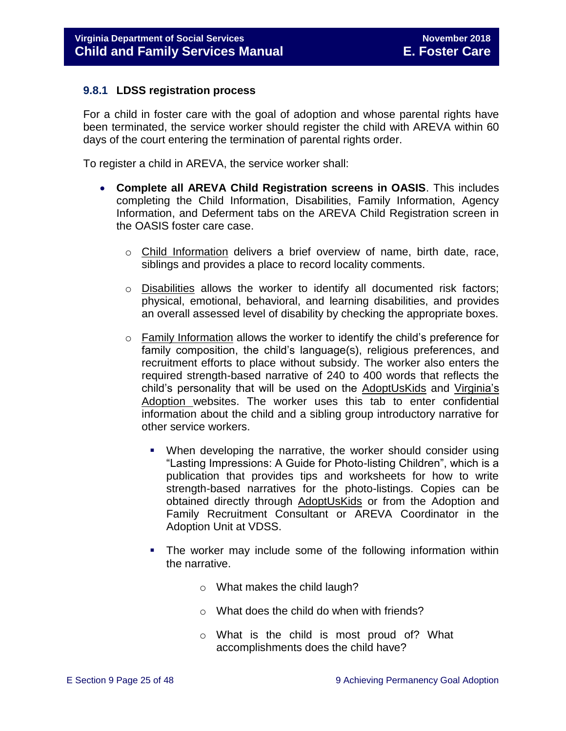### 9.8.1 LDSS registration process

For a child in foster care with the goal of adoption and whose parental rights have been terminated, the service worker should register the child with AREVA within 60 days of the court entering the termination of parental rights order.

To register a child in AREVA, the service worker shall:

- **Complete all AREVA Child Registration screens in OASIS**. This includes completing the Child Information, Disabilities, Family Information, Agency Information, and Deferment tabs on the AREVA Child Registration screen in the OASIS foster care case.
  - Child Information delivers a brief overview of name, birth date, race, siblings and provides a place to record locality comments.
  - Disabilities allows the worker to identify all documented risk factors; physical, emotional, behavioral, and learning disabilities, and provides an overall assessed level of disability by checking the appropriate boxes.
  - Family Information allows the worker to identify the child's preference for family composition, the child's language(s), religious preferences, and recruitment efforts to place without subsidy. The worker also enters the required strength-based narrative of 240 to 400 words that reflects the child's personality that will be used on the AdoptUsKids and Virginia's Adoption websites. The worker uses this tab to enter confidential information about the child and a sibling group introductory narrative for other service workers.
    - When developing the narrative, the worker should consider using "Lasting Impressions: A Guide for Photo-listing Children", which is a publication that provides tips and worksheets for how to write strength-based narratives for the photo-listings. Copies can be obtained directly through AdoptUsKids or from the Adoption and Family Recruitment Consultant or AREVA Coordinator in the Adoption Unit at VDSS.
    - The worker may include some of the following information within the narrative.
      - What makes the child laugh?
      - What does the child do when with friends?
      - What is the child is most proud of? What accomplishments does the child have?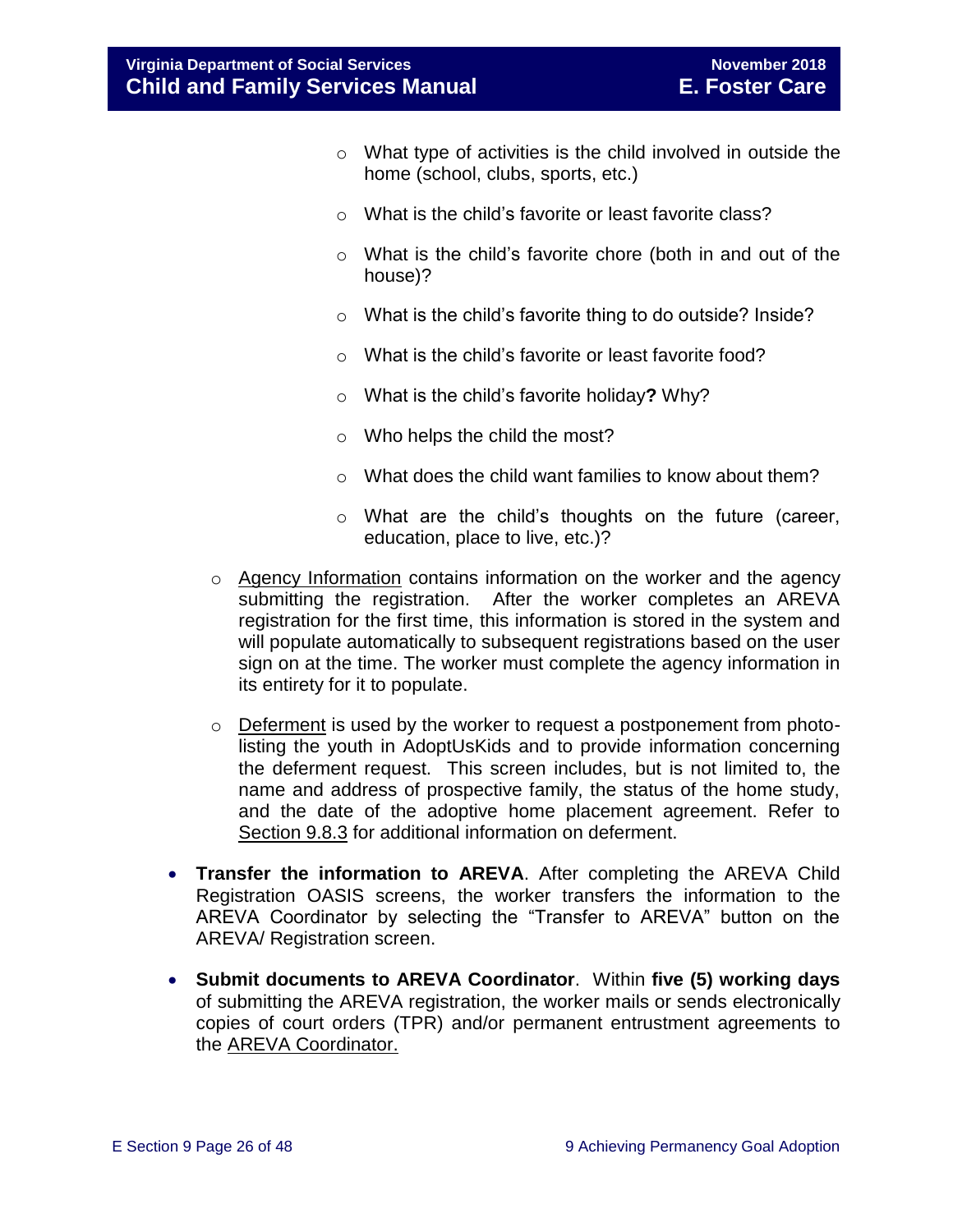- What type of activities is the child involved in outside the home (school, clubs, sports, etc.)
        - What is the child's favorite or least favorite class?
        - What is the child's favorite chore (both in and out of the house)?
        - What is the child's favorite thing to do outside? Inside?
        - What is the child's favorite or least favorite food?
        - What is the child's favorite holiday**?** Why?
        - Who helps the child the most?
        - What does the child want families to know about them?
        - What are the child's thoughts on the future (career, education, place to live, etc.)?
    - Agency Information contains information on the worker and the agency submitting the registration. After the worker completes an AREVA registration for the first time, this information is stored in the system and will populate automatically to subsequent registrations based on the user sign on at the time. The worker must complete the agency information in its entirety for it to populate.
    - Deferment is used by the worker to request a postponement from photo-listing the youth in AdoptUsKids and to provide information concerning the deferment request. This screen includes, but is not limited to, the name and address of prospective family, the status of the home study, and the date of the adoptive home placement agreement. Refer to Section 9.8.3 for additional information on deferment.
- **Transfer the information to AREVA**. After completing the AREVA Child Registration OASIS screens, the worker transfers the information to the AREVA Coordinator by selecting the "Transfer to AREVA" button on the AREVA/ Registration screen.
- **Submit documents to AREVA Coordinator**. Within **five (5) working days** of submitting the AREVA registration, the worker mails or sends electronically copies of court orders (TPR) and/or permanent entrustment agreements to the AREVA Coordinator.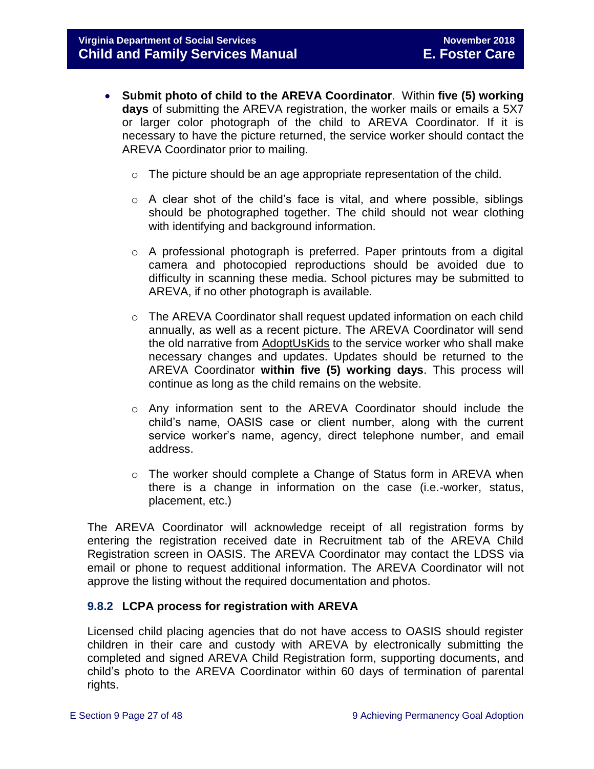- **Submit photo of child to the AREVA Coordinator**. Within **five (5) working days** of submitting the AREVA registration, the worker mails or emails a 5X7 or larger color photograph of the child to AREVA Coordinator. If it is necessary to have the picture returned, the service worker should contact the AREVA Coordinator prior to mailing.
  - The picture should be an age appropriate representation of the child.
  - A clear shot of the child's face is vital, and where possible, siblings should be photographed together. The child should not wear clothing with identifying and background information.
  - A professional photograph is preferred. Paper printouts from a digital camera and photocopied reproductions should be avoided due to difficulty in scanning these media. School pictures may be submitted to AREVA, if no other photograph is available.
  - The AREVA Coordinator shall request updated information on each child annually, as well as a recent picture. The AREVA Coordinator will send the old narrative from AdoptUsKids to the service worker who shall make necessary changes and updates. Updates should be returned to the AREVA Coordinator **within five (5) working days**. This process will continue as long as the child remains on the website.
  - Any information sent to the AREVA Coordinator should include the child's name, OASIS case or client number, along with the current service worker's name, agency, direct telephone number, and email address.
  - The worker should complete a Change of Status form in AREVA when there is a change in information on the case (i.e.-worker, status, placement, etc.)

The AREVA Coordinator will acknowledge receipt of all registration forms by entering the registration received date in Recruitment tab of the AREVA Child Registration screen in OASIS. The AREVA Coordinator may contact the LDSS via email or phone to request additional information. The AREVA Coordinator will not approve the listing without the required documentation and photos.

### 9.8.2 LCPA process for registration with AREVA

Licensed child placing agencies that do not have access to OASIS should register children in their care and custody with AREVA by electronically submitting the completed and signed AREVA Child Registration form, supporting documents, and child's photo to the AREVA Coordinator within 60 days of termination of parental rights.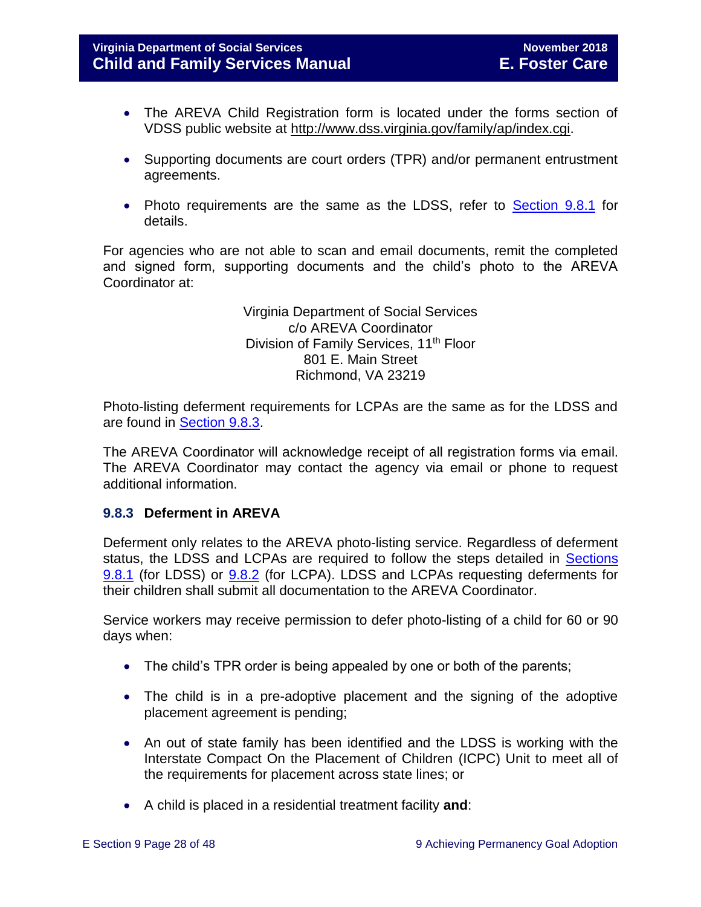- The AREVA Child Registration form is located under the forms section of VDSS public website at http://www.dss.virginia.gov/family/ap/index.cgi.

- Supporting documents are court orders (TPR) and/or permanent entrustment agreements.

- Photo requirements are the same as the LDSS, refer to Section 9.8.1 for details.

For agencies who are not able to scan and email documents, remit the completed and signed form, supporting documents and the child's photo to the AREVA Coordinator at:

Virginia Department of Social Services
c/o AREVA Coordinator
Division of Family Services, 11th Floor
801 E. Main Street
Richmond, VA 23219

Photo-listing deferment requirements for LCPAs are the same as for the LDSS and are found in Section 9.8.3.

The AREVA Coordinator will acknowledge receipt of all registration forms via email. The AREVA Coordinator may contact the agency via email or phone to request additional information.

### 9.8.3 Deferment in AREVA

Deferment only relates to the AREVA photo-listing service. Regardless of deferment status, the LDSS and LCPAs are required to follow the steps detailed in Sections 9.8.1 (for LDSS) or 9.8.2 (for LCPA). LDSS and LCPAs requesting deferments for their children shall submit all documentation to the AREVA Coordinator.

Service workers may receive permission to defer photo-listing of a child for 60 or 90 days when:

- The child's TPR order is being appealed by one or both of the parents;

- The child is in a pre-adoptive placement and the signing of the adoptive placement agreement is pending;

- An out of state family has been identified and the LDSS is working with the Interstate Compact On the Placement of Children (ICPC) Unit to meet all of the requirements for placement across state lines; or

- A child is placed in a residential treatment facility **and**: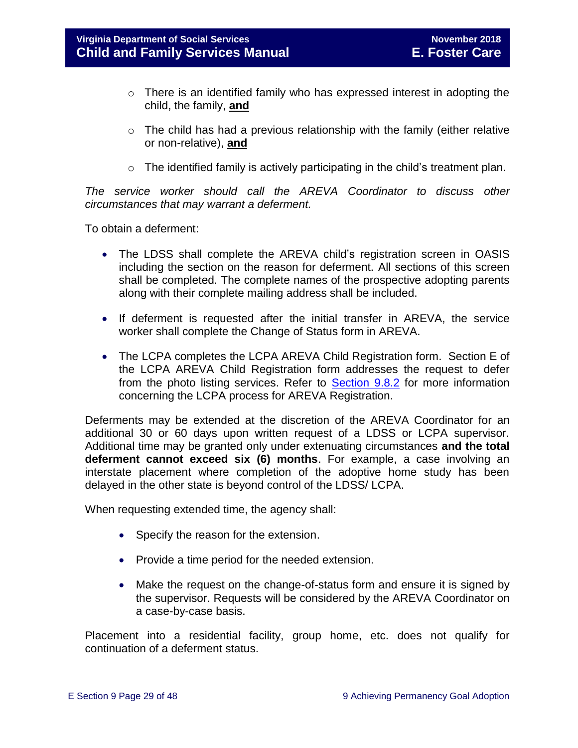- There is an identified family who has expressed interest in adopting the child, the family, **and**
- The child has had a previous relationship with the family (either relative or non-relative), **and**
- The identified family is actively participating in the child's treatment plan.

*The service worker should call the AREVA Coordinator to discuss other circumstances that may warrant a deferment.*

To obtain a deferment:

- The LDSS shall complete the AREVA child's registration screen in OASIS including the section on the reason for deferment. All sections of this screen shall be completed. The complete names of the prospective adopting parents along with their complete mailing address shall be included.
- If deferment is requested after the initial transfer in AREVA, the service worker shall complete the Change of Status form in AREVA.
- The LCPA completes the LCPA AREVA Child Registration form. Section E of the LCPA AREVA Child Registration form addresses the request to defer from the photo listing services. Refer to Section 9.8.2 for more information concerning the LCPA process for AREVA Registration.

Deferments may be extended at the discretion of the AREVA Coordinator for an additional 30 or 60 days upon written request of a LDSS or LCPA supervisor. Additional time may be granted only under extenuating circumstances **and the total deferment cannot exceed six (6) months**. For example, a case involving an interstate placement where completion of the adoptive home study has been delayed in the other state is beyond control of the LDSS/ LCPA.

When requesting extended time, the agency shall:

- Specify the reason for the extension.
- Provide a time period for the needed extension.
- Make the request on the change-of-status form and ensure it is signed by the supervisor. Requests will be considered by the AREVA Coordinator on a case-by-case basis.

Placement into a residential facility, group home, etc. does not qualify for continuation of a deferment status.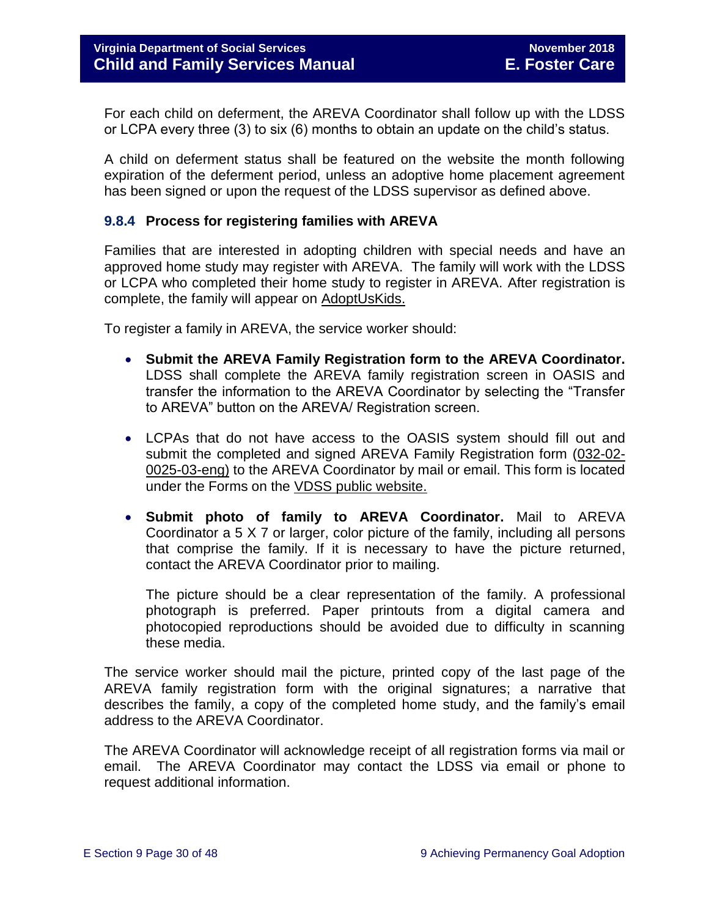For each child on deferment, the AREVA Coordinator shall follow up with the LDSS or LCPA every three (3) to six (6) months to obtain an update on the child's status.

A child on deferment status shall be featured on the website the month following expiration of the deferment period, unless an adoptive home placement agreement has been signed or upon the request of the LDSS supervisor as defined above.

### 9.8.4 Process for registering families with AREVA

Families that are interested in adopting children with special needs and have an approved home study may register with AREVA. The family will work with the LDSS or LCPA who completed their home study to register in AREVA. After registration is complete, the family will appear on AdoptUsKids.

To register a family in AREVA, the service worker should:

- **Submit the AREVA Family Registration form to the AREVA Coordinator.** LDSS shall complete the AREVA family registration screen in OASIS and transfer the information to the AREVA Coordinator by selecting the "Transfer to AREVA" button on the AREVA/ Registration screen.

- LCPAs that do not have access to the OASIS system should fill out and submit the completed and signed AREVA Family Registration form (032-02-0025-03-eng) to the AREVA Coordinator by mail or email. This form is located under the Forms on the VDSS public website.

- **Submit photo of family to AREVA Coordinator.** Mail to AREVA Coordinator a 5 X 7 or larger, color picture of the family, including all persons that comprise the family. If it is necessary to have the picture returned, contact the AREVA Coordinator prior to mailing.

  The picture should be a clear representation of the family. A professional photograph is preferred. Paper printouts from a digital camera and photocopied reproductions should be avoided due to difficulty in scanning these media.

The service worker should mail the picture, printed copy of the last page of the AREVA family registration form with the original signatures; a narrative that describes the family, a copy of the completed home study, and the family's email address to the AREVA Coordinator.

The AREVA Coordinator will acknowledge receipt of all registration forms via mail or email. The AREVA Coordinator may contact the LDSS via email or phone to request additional information.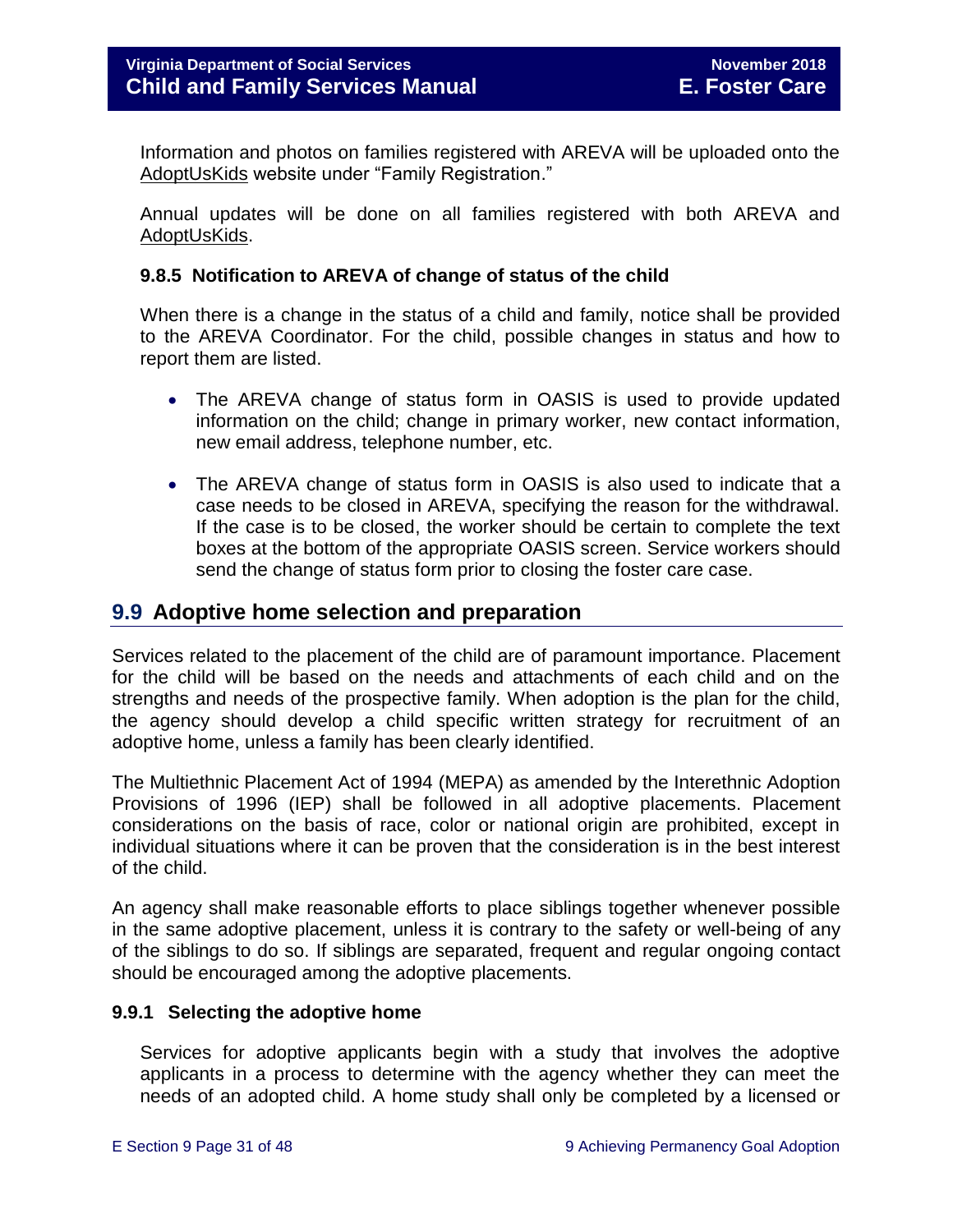Information and photos on families registered with AREVA will be uploaded onto the AdoptUsKids website under "Family Registration."

Annual updates will be done on all families registered with both AREVA and AdoptUsKids.

### 9.8.5 Notification to AREVA of change of status of the child

When there is a change in the status of a child and family, notice shall be provided to the AREVA Coordinator. For the child, possible changes in status and how to report them are listed.

- The AREVA change of status form in OASIS is used to provide updated information on the child; change in primary worker, new contact information, new email address, telephone number, etc.
- The AREVA change of status form in OASIS is also used to indicate that a case needs to be closed in AREVA, specifying the reason for the withdrawal. If the case is to be closed, the worker should be certain to complete the text boxes at the bottom of the appropriate OASIS screen. Service workers should send the change of status form prior to closing the foster care case.

## 9.9 Adoptive home selection and preparation

Services related to the placement of the child are of paramount importance. Placement for the child will be based on the needs and attachments of each child and on the strengths and needs of the prospective family. When adoption is the plan for the child, the agency should develop a child specific written strategy for recruitment of an adoptive home, unless a family has been clearly identified.

The Multiethnic Placement Act of 1994 (MEPA) as amended by the Interethnic Adoption Provisions of 1996 (IEP) shall be followed in all adoptive placements. Placement considerations on the basis of race, color or national origin are prohibited, except in individual situations where it can be proven that the consideration is in the best interest of the child.

An agency shall make reasonable efforts to place siblings together whenever possible in the same adoptive placement, unless it is contrary to the safety or well-being of any of the siblings to do so. If siblings are separated, frequent and regular ongoing contact should be encouraged among the adoptive placements.

### 9.9.1 Selecting the adoptive home

Services for adoptive applicants begin with a study that involves the adoptive applicants in a process to determine with the agency whether they can meet the needs of an adopted child. A home study shall only be completed by a licensed or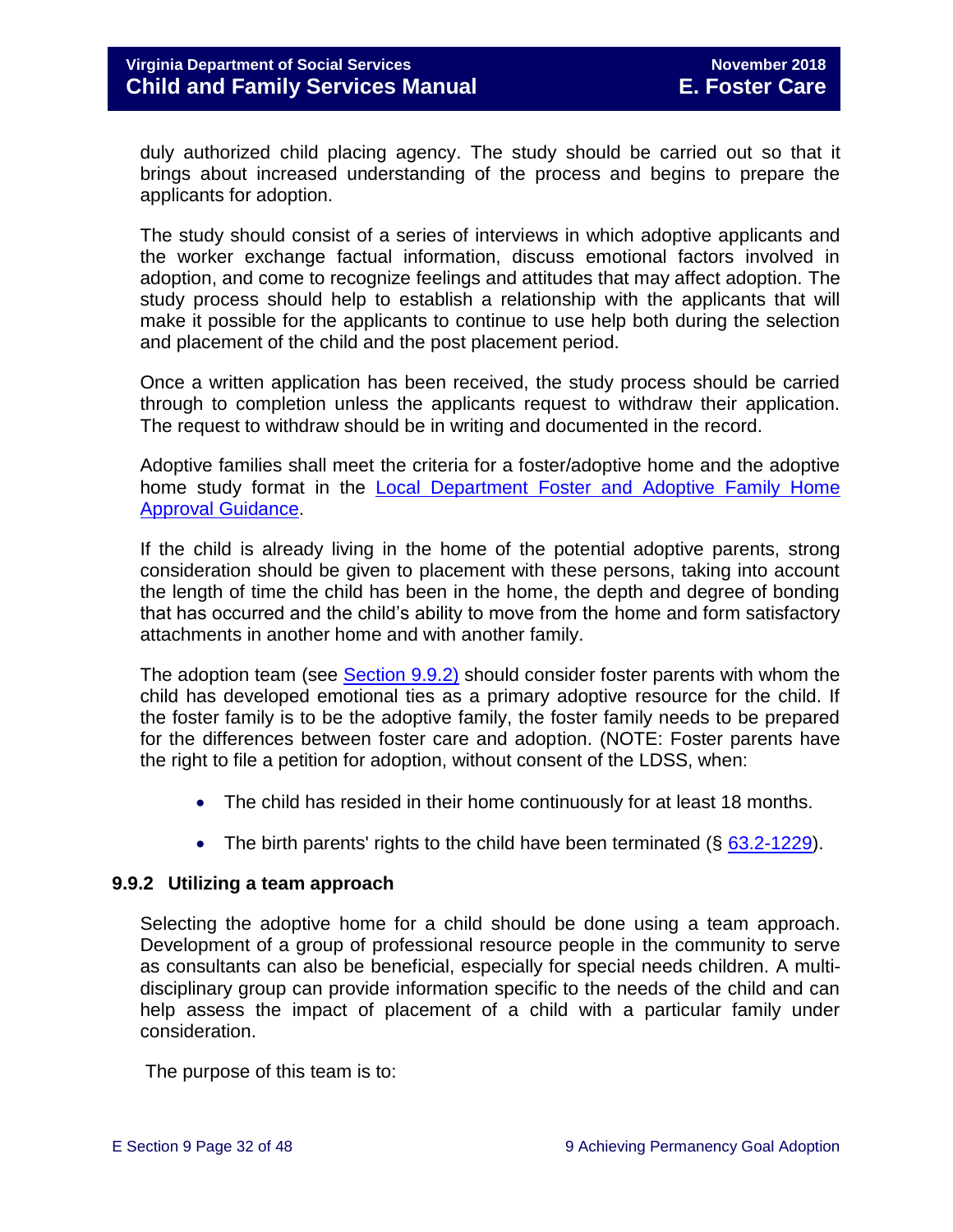duly authorized child placing agency. The study should be carried out so that it brings about increased understanding of the process and begins to prepare the applicants for adoption.

The study should consist of a series of interviews in which adoptive applicants and the worker exchange factual information, discuss emotional factors involved in adoption, and come to recognize feelings and attitudes that may affect adoption. The study process should help to establish a relationship with the applicants that will make it possible for the applicants to continue to use help both during the selection and placement of the child and the post placement period.

Once a written application has been received, the study process should be carried through to completion unless the applicants request to withdraw their application. The request to withdraw should be in writing and documented in the record.

Adoptive families shall meet the criteria for a foster/adoptive home and the adoptive home study format in the Local Department Foster and Adoptive Family Home Approval Guidance.

If the child is already living in the home of the potential adoptive parents, strong consideration should be given to placement with these persons, taking into account the length of time the child has been in the home, the depth and degree of bonding that has occurred and the child's ability to move from the home and form satisfactory attachments in another home and with another family.

The adoption team (see Section 9.9.2) should consider foster parents with whom the child has developed emotional ties as a primary adoptive resource for the child. If the foster family is to be the adoptive family, the foster family needs to be prepared for the differences between foster care and adoption. (NOTE: Foster parents have the right to file a petition for adoption, without consent of the LDSS, when:

- The child has resided in their home continuously for at least 18 months.
- The birth parents' rights to the child have been terminated (§ 63.2-1229).

### 9.9.2 Utilizing a team approach

Selecting the adoptive home for a child should be done using a team approach. Development of a group of professional resource people in the community to serve as consultants can also be beneficial, especially for special needs children. A multi-disciplinary group can provide information specific to the needs of the child and can help assess the impact of placement of a child with a particular family under consideration.

The purpose of this team is to: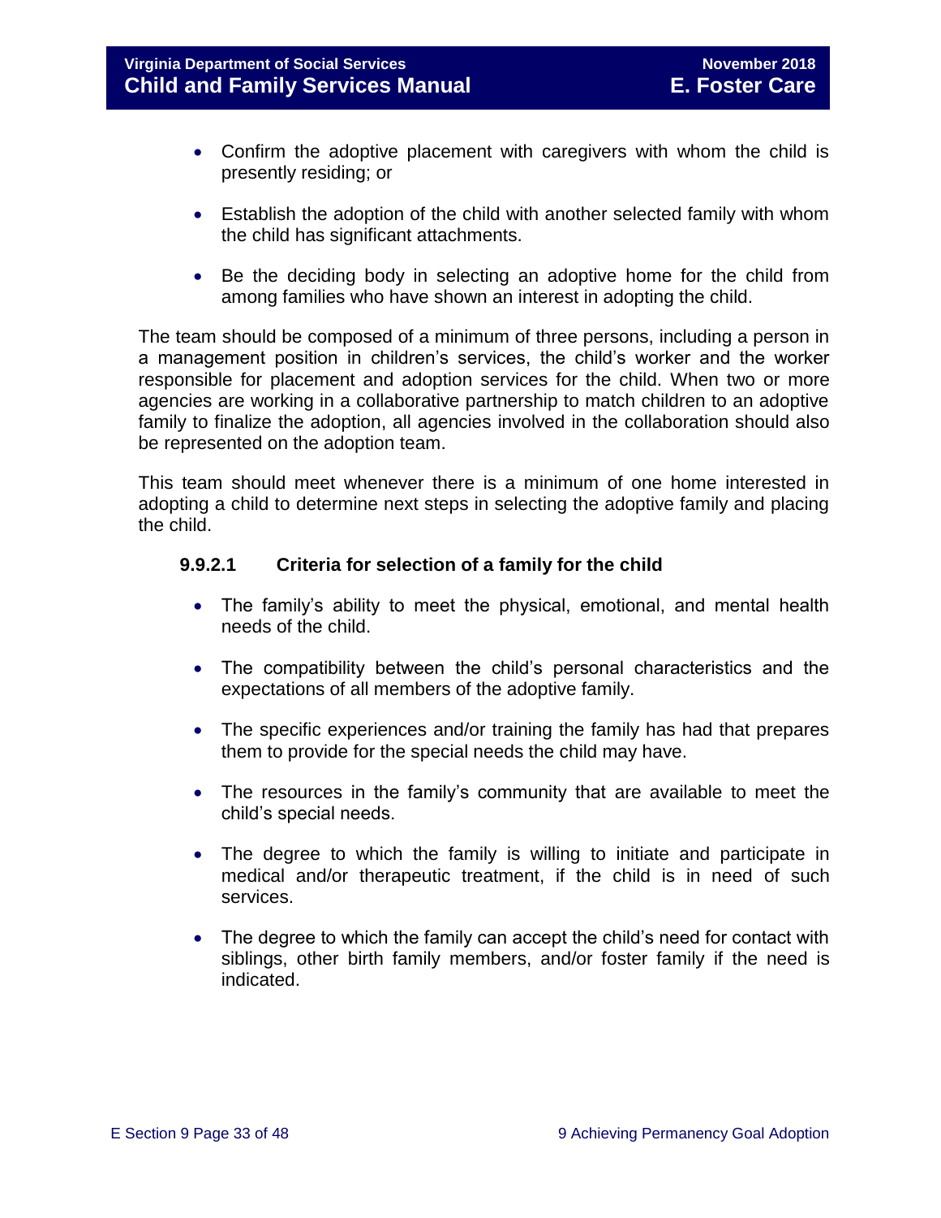- Confirm the adoptive placement with caregivers with whom the child is presently residing; or
- Establish the adoption of the child with another selected family with whom the child has significant attachments.
- Be the deciding body in selecting an adoptive home for the child from among families who have shown an interest in adopting the child.

The team should be composed of a minimum of three persons, including a person in a management position in children's services, the child's worker and the worker responsible for placement and adoption services for the child. When two or more agencies are working in a collaborative partnership to match children to an adoptive family to finalize the adoption, all agencies involved in the collaboration should also be represented on the adoption team.

This team should meet whenever there is a minimum of one home interested in adopting a child to determine next steps in selecting the adoptive family and placing the child.

#### 9.9.2.1 Criteria for selection of a family for the child

- The family's ability to meet the physical, emotional, and mental health needs of the child.
- The compatibility between the child's personal characteristics and the expectations of all members of the adoptive family.
- The specific experiences and/or training the family has had that prepares them to provide for the special needs the child may have.
- The resources in the family's community that are available to meet the child's special needs.
- The degree to which the family is willing to initiate and participate in medical and/or therapeutic treatment, if the child is in need of such services.
- The degree to which the family can accept the child's need for contact with siblings, other birth family members, and/or foster family if the need is indicated.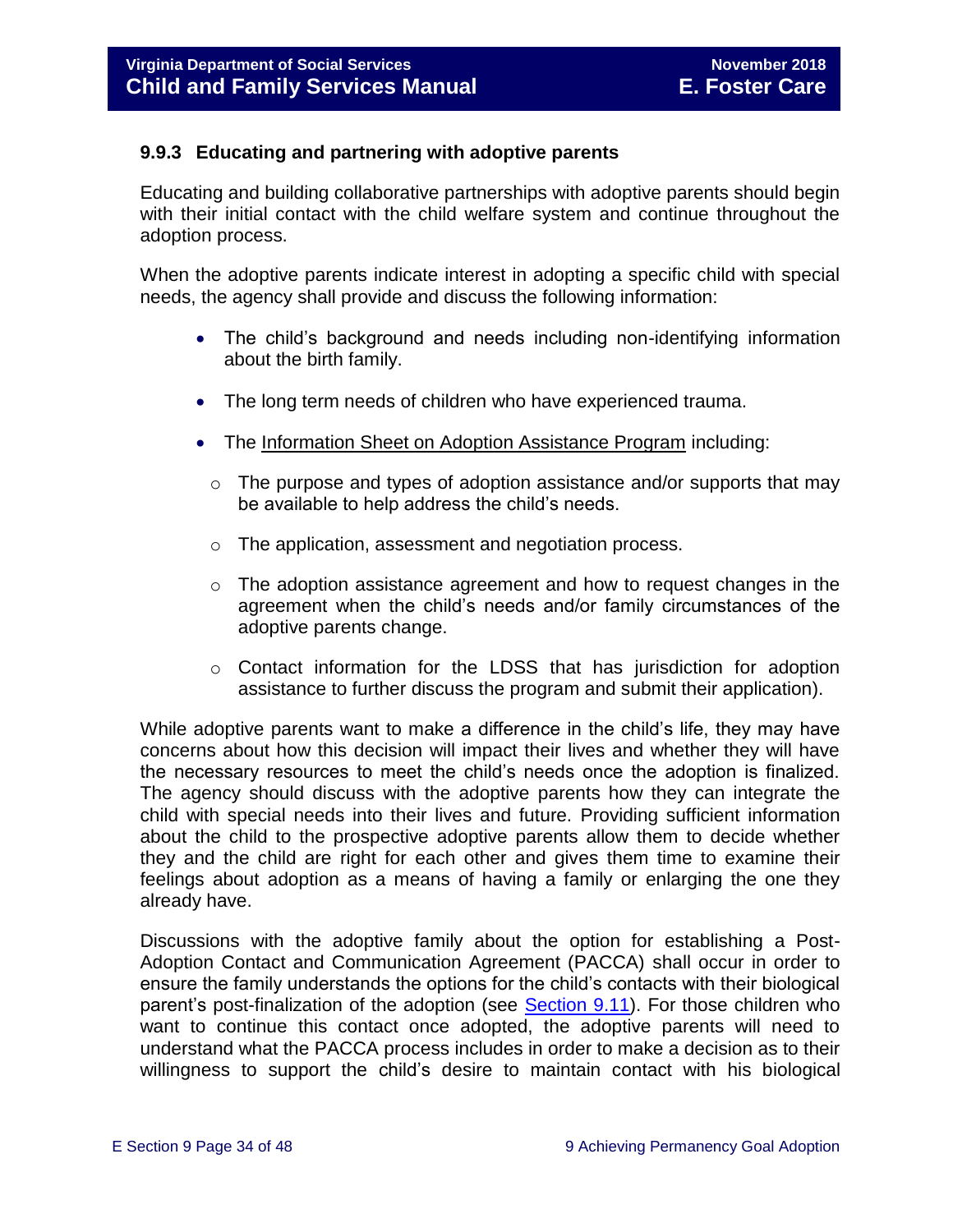### 9.9.3 Educating and partnering with adoptive parents

Educating and building collaborative partnerships with adoptive parents should begin with their initial contact with the child welfare system and continue throughout the adoption process.

When the adoptive parents indicate interest in adopting a specific child with special needs, the agency shall provide and discuss the following information:

- The child's background and needs including non-identifying information about the birth family.
- The long term needs of children who have experienced trauma.
- The Information Sheet on Adoption Assistance Program including:
  - The purpose and types of adoption assistance and/or supports that may be available to help address the child's needs.
  - The application, assessment and negotiation process.
  - The adoption assistance agreement and how to request changes in the agreement when the child's needs and/or family circumstances of the adoptive parents change.
  - Contact information for the LDSS that has jurisdiction for adoption assistance to further discuss the program and submit their application).

While adoptive parents want to make a difference in the child's life, they may have concerns about how this decision will impact their lives and whether they will have the necessary resources to meet the child's needs once the adoption is finalized. The agency should discuss with the adoptive parents how they can integrate the child with special needs into their lives and future. Providing sufficient information about the child to the prospective adoptive parents allow them to decide whether they and the child are right for each other and gives them time to examine their feelings about adoption as a means of having a family or enlarging the one they already have.

Discussions with the adoptive family about the option for establishing a Post-Adoption Contact and Communication Agreement (PACCA) shall occur in order to ensure the family understands the options for the child's contacts with their biological parent's post-finalization of the adoption (see Section 9.11). For those children who want to continue this contact once adopted, the adoptive parents will need to understand what the PACCA process includes in order to make a decision as to their willingness to support the child's desire to maintain contact with his biological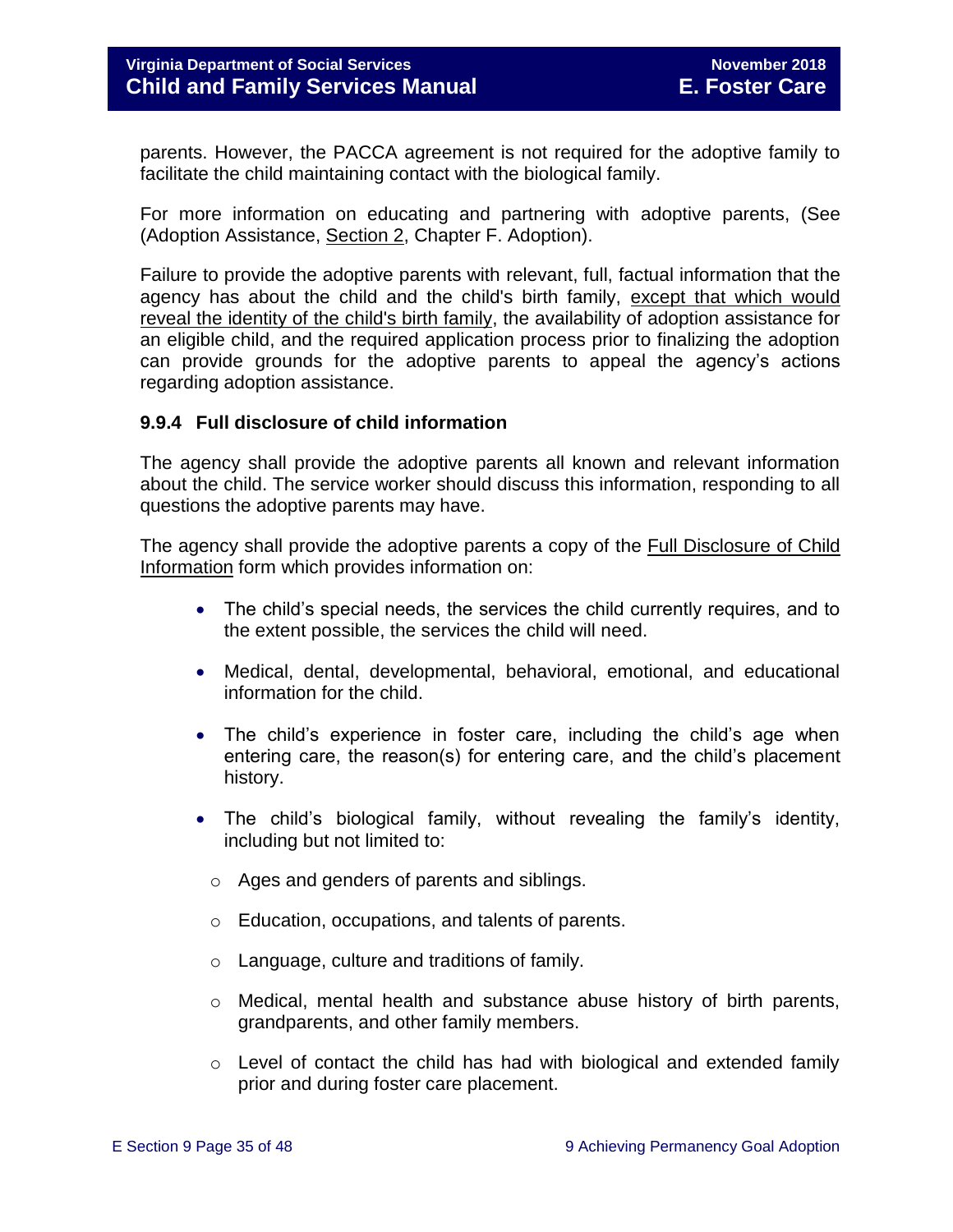parents. However, the PACCA agreement is not required for the adoptive family to facilitate the child maintaining contact with the biological family.

For more information on educating and partnering with adoptive parents, (See (Adoption Assistance, Section 2, Chapter F. Adoption).

Failure to provide the adoptive parents with relevant, full, factual information that the agency has about the child and the child's birth family, except that which would reveal the identity of the child's birth family, the availability of adoption assistance for an eligible child, and the required application process prior to finalizing the adoption can provide grounds for the adoptive parents to appeal the agency's actions regarding adoption assistance.

### 9.9.4 Full disclosure of child information

The agency shall provide the adoptive parents all known and relevant information about the child. The service worker should discuss this information, responding to all questions the adoptive parents may have.

The agency shall provide the adoptive parents a copy of the Full Disclosure of Child Information form which provides information on:

- The child's special needs, the services the child currently requires, and to the extent possible, the services the child will need.
- Medical, dental, developmental, behavioral, emotional, and educational information for the child.
- The child's experience in foster care, including the child's age when entering care, the reason(s) for entering care, and the child's placement history.
- The child's biological family, without revealing the family's identity, including but not limited to:
  - Ages and genders of parents and siblings.
  - Education, occupations, and talents of parents.
  - Language, culture and traditions of family.
  - Medical, mental health and substance abuse history of birth parents, grandparents, and other family members.
  - Level of contact the child has had with biological and extended family prior and during foster care placement.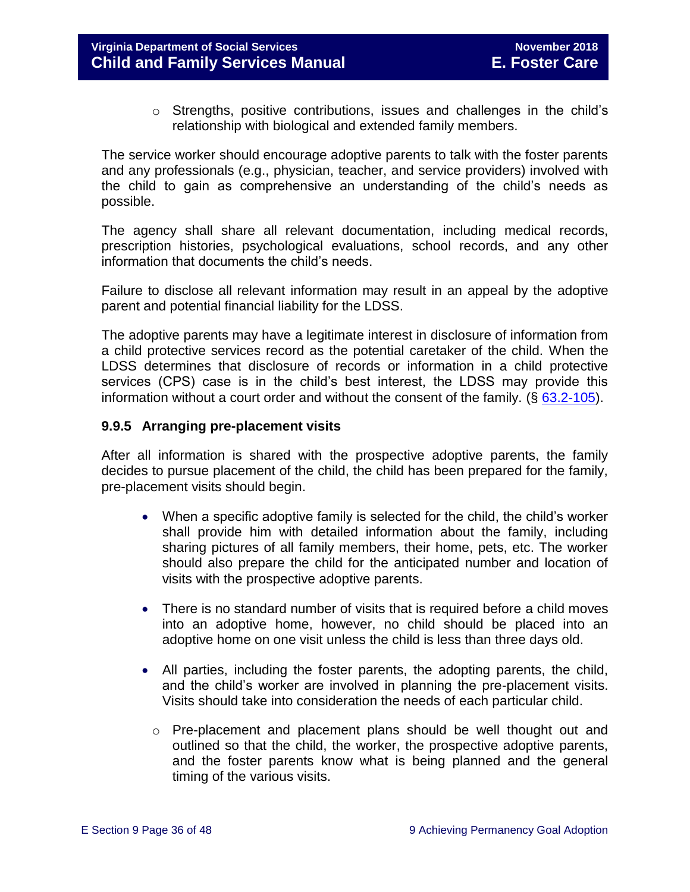- Strengths, positive contributions, issues and challenges in the child's relationship with biological and extended family members.

The service worker should encourage adoptive parents to talk with the foster parents and any professionals (e.g., physician, teacher, and service providers) involved with the child to gain as comprehensive an understanding of the child's needs as possible.

The agency shall share all relevant documentation, including medical records, prescription histories, psychological evaluations, school records, and any other information that documents the child's needs.

Failure to disclose all relevant information may result in an appeal by the adoptive parent and potential financial liability for the LDSS.

The adoptive parents may have a legitimate interest in disclosure of information from a child protective services record as the potential caretaker of the child. When the LDSS determines that disclosure of records or information in a child protective services (CPS) case is in the child's best interest, the LDSS may provide this information without a court order and without the consent of the family. (§ 63.2-105).

### 9.9.5 Arranging pre-placement visits

After all information is shared with the prospective adoptive parents, the family decides to pursue placement of the child, the child has been prepared for the family, pre-placement visits should begin.

- When a specific adoptive family is selected for the child, the child's worker shall provide him with detailed information about the family, including sharing pictures of all family members, their home, pets, etc. The worker should also prepare the child for the anticipated number and location of visits with the prospective adoptive parents.
- There is no standard number of visits that is required before a child moves into an adoptive home, however, no child should be placed into an adoptive home on one visit unless the child is less than three days old.
- All parties, including the foster parents, the adopting parents, the child, and the child's worker are involved in planning the pre-placement visits. Visits should take into consideration the needs of each particular child.
  - Pre-placement and placement plans should be well thought out and outlined so that the child, the worker, the prospective adoptive parents, and the foster parents know what is being planned and the general timing of the various visits.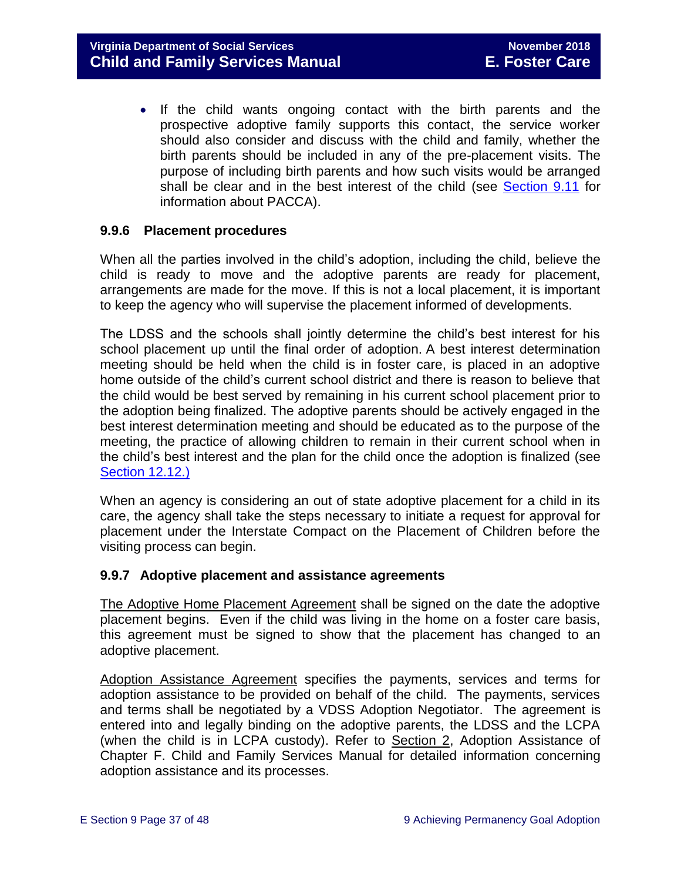- If the child wants ongoing contact with the birth parents and the prospective adoptive family supports this contact, the service worker should also consider and discuss with the child and family, whether the birth parents should be included in any of the pre-placement visits. The purpose of including birth parents and how such visits would be arranged shall be clear and in the best interest of the child (see [Section 9.11](#) for information about PACCA).

### 9.9.6 Placement procedures

When all the parties involved in the child's adoption, including the child, believe the child is ready to move and the adoptive parents are ready for placement, arrangements are made for the move. If this is not a local placement, it is important to keep the agency who will supervise the placement informed of developments.

The LDSS and the schools shall jointly determine the child's best interest for his school placement up until the final order of adoption. A best interest determination meeting should be held when the child is in foster care, is placed in an adoptive home outside of the child's current school district and there is reason to believe that the child would be best served by remaining in his current school placement prior to the adoption being finalized. The adoptive parents should be actively engaged in the best interest determination meeting and should be educated as to the purpose of the meeting, the practice of allowing children to remain in their current school when in the child's best interest and the plan for the child once the adoption is finalized (see [Section 12.12.)](#)

When an agency is considering an out of state adoptive placement for a child in its care, the agency shall take the steps necessary to initiate a request for approval for placement under the Interstate Compact on the Placement of Children before the visiting process can begin.

### 9.9.7 Adoptive placement and assistance agreements

<u>The Adoptive Home Placement Agreement</u> shall be signed on the date the adoptive placement begins. Even if the child was living in the home on a foster care basis, this agreement must be signed to show that the placement has changed to an adoptive placement.

<u>Adoption Assistance Agreement</u> specifies the payments, services and terms for adoption assistance to be provided on behalf of the child. The payments, services and terms shall be negotiated by a VDSS Adoption Negotiator. The agreement is entered into and legally binding on the adoptive parents, the LDSS and the LCPA (when the child is in LCPA custody). Refer to <u>Section 2</u>, Adoption Assistance of Chapter F. Child and Family Services Manual for detailed information concerning adoption assistance and its processes.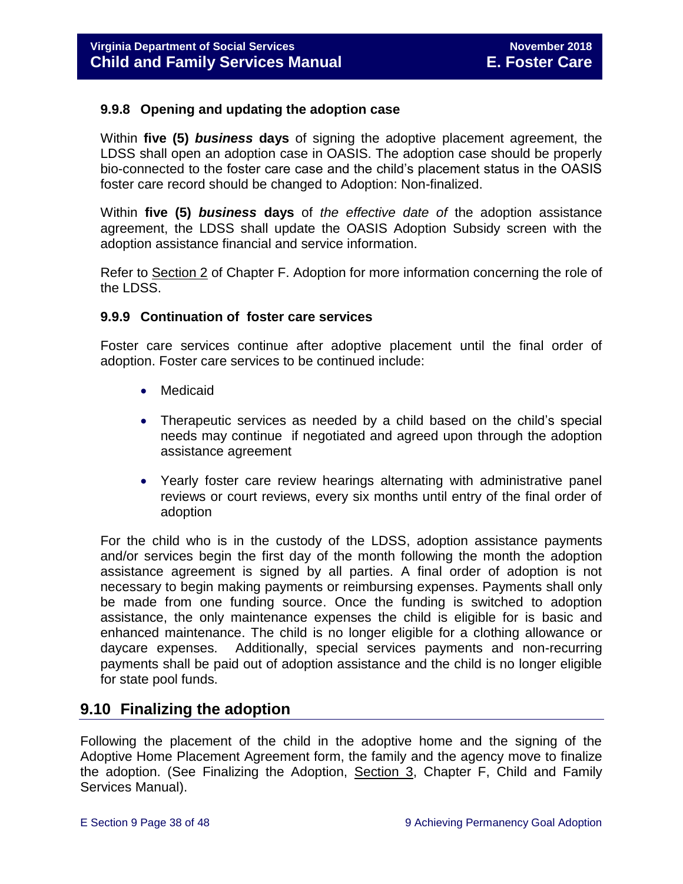### 9.9.8 Opening and updating the adoption case

Within **five (5)** ***business*** **days** of signing the adoptive placement agreement, the LDSS shall open an adoption case in OASIS. The adoption case should be properly bio-connected to the foster care case and the child's placement status in the OASIS foster care record should be changed to Adoption: Non-finalized.

Within **five (5)** ***business*** **days** of *the effective date of* the adoption assistance agreement, the LDSS shall update the OASIS Adoption Subsidy screen with the adoption assistance financial and service information.

Refer to Section 2 of Chapter F. Adoption for more information concerning the role of the LDSS.

### 9.9.9 Continuation of foster care services

Foster care services continue after adoptive placement until the final order of adoption. Foster care services to be continued include:

- Medicaid
- Therapeutic services as needed by a child based on the child's special needs may continue if negotiated and agreed upon through the adoption assistance agreement
- Yearly foster care review hearings alternating with administrative panel reviews or court reviews, every six months until entry of the final order of adoption

For the child who is in the custody of the LDSS, adoption assistance payments and/or services begin the first day of the month following the month the adoption assistance agreement is signed by all parties. A final order of adoption is not necessary to begin making payments or reimbursing expenses. Payments shall only be made from one funding source. Once the funding is switched to adoption assistance, the only maintenance expenses the child is eligible for is basic and enhanced maintenance. The child is no longer eligible for a clothing allowance or daycare expenses. Additionally, special services payments and non-recurring payments shall be paid out of adoption assistance and the child is no longer eligible for state pool funds.

## 9.10 Finalizing the adoption

Following the placement of the child in the adoptive home and the signing of the Adoptive Home Placement Agreement form, the family and the agency move to finalize the adoption. (See Finalizing the Adoption, Section 3, Chapter F, Child and Family Services Manual).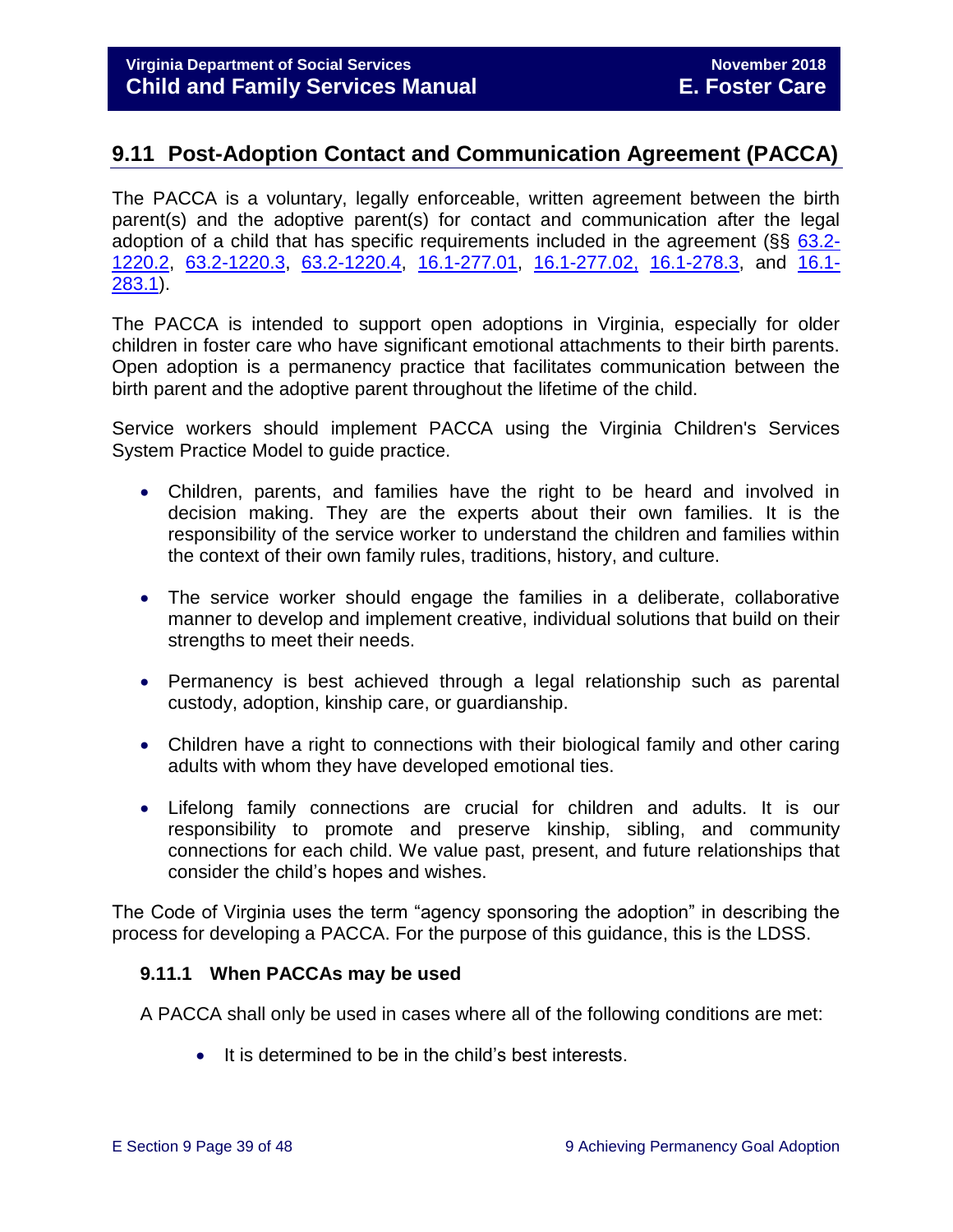## 9.11 Post-Adoption Contact and Communication Agreement (PACCA)

The PACCA is a voluntary, legally enforceable, written agreement between the birth parent(s) and the adoptive parent(s) for contact and communication after the legal adoption of a child that has specific requirements included in the agreement (§§ 63.2-1220.2, 63.2-1220.3, 63.2-1220.4, 16.1-277.01, 16.1-277.02, 16.1-278.3, and 16.1-283.1).

The PACCA is intended to support open adoptions in Virginia, especially for older children in foster care who have significant emotional attachments to their birth parents. Open adoption is a permanency practice that facilitates communication between the birth parent and the adoptive parent throughout the lifetime of the child.

Service workers should implement PACCA using the Virginia Children's Services System Practice Model to guide practice.

- Children, parents, and families have the right to be heard and involved in decision making. They are the experts about their own families. It is the responsibility of the service worker to understand the children and families within the context of their own family rules, traditions, history, and culture.
- The service worker should engage the families in a deliberate, collaborative manner to develop and implement creative, individual solutions that build on their strengths to meet their needs.
- Permanency is best achieved through a legal relationship such as parental custody, adoption, kinship care, or guardianship.
- Children have a right to connections with their biological family and other caring adults with whom they have developed emotional ties.
- Lifelong family connections are crucial for children and adults. It is our responsibility to promote and preserve kinship, sibling, and community connections for each child. We value past, present, and future relationships that consider the child's hopes and wishes.

The Code of Virginia uses the term "agency sponsoring the adoption" in describing the process for developing a PACCA. For the purpose of this guidance, this is the LDSS.

### 9.11.1 When PACCAs may be used

A PACCA shall only be used in cases where all of the following conditions are met:

- It is determined to be in the child's best interests.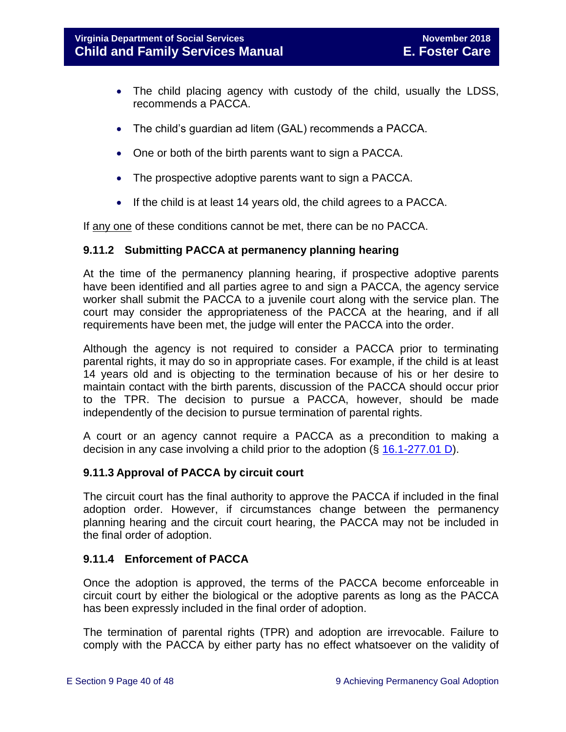- The child placing agency with custody of the child, usually the LDSS, recommends a PACCA.
- The child's guardian ad litem (GAL) recommends a PACCA.
- One or both of the birth parents want to sign a PACCA.
- The prospective adoptive parents want to sign a PACCA.
- If the child is at least 14 years old, the child agrees to a PACCA.

If <u>any one</u> of these conditions cannot be met, there can be no PACCA.

### 9.11.2 Submitting PACCA at permanency planning hearing

At the time of the permanency planning hearing, if prospective adoptive parents have been identified and all parties agree to and sign a PACCA, the agency service worker shall submit the PACCA to a juvenile court along with the service plan. The court may consider the appropriateness of the PACCA at the hearing, and if all requirements have been met, the judge will enter the PACCA into the order.

Although the agency is not required to consider a PACCA prior to terminating parental rights, it may do so in appropriate cases. For example, if the child is at least 14 years old and is objecting to the termination because of his or her desire to maintain contact with the birth parents, discussion of the PACCA should occur prior to the TPR. The decision to pursue a PACCA, however, should be made independently of the decision to pursue termination of parental rights.

A court or an agency cannot require a PACCA as a precondition to making a decision in any case involving a child prior to the adoption (§ 16.1-277.01 D).

### 9.11.3 Approval of PACCA by circuit court

The circuit court has the final authority to approve the PACCA if included in the final adoption order. However, if circumstances change between the permanency planning hearing and the circuit court hearing, the PACCA may not be included in the final order of adoption.

### 9.11.4 Enforcement of PACCA

Once the adoption is approved, the terms of the PACCA become enforceable in circuit court by either the biological or the adoptive parents as long as the PACCA has been expressly included in the final order of adoption.

The termination of parental rights (TPR) and adoption are irrevocable. Failure to comply with the PACCA by either party has no effect whatsoever on the validity of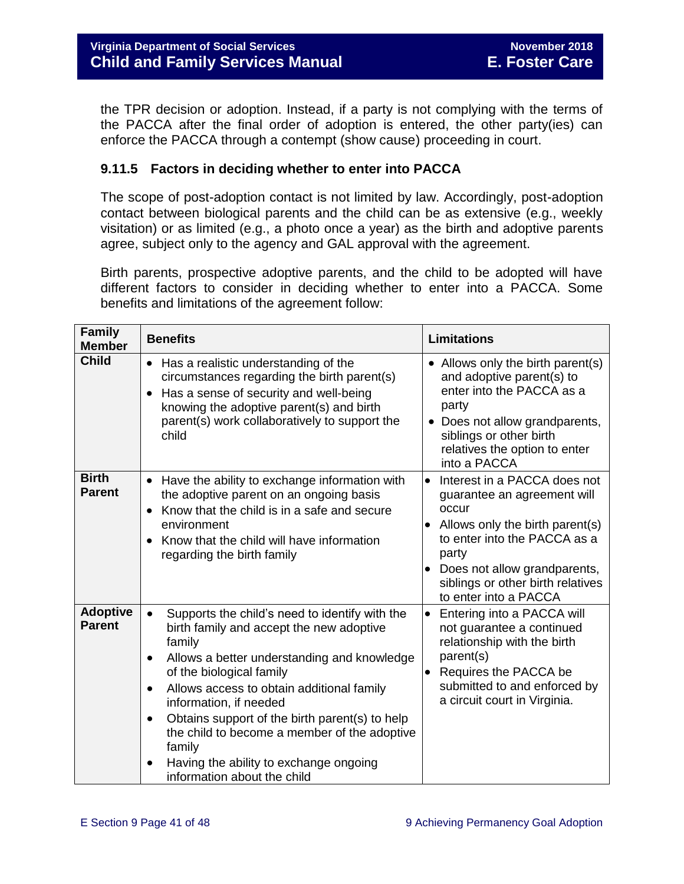the TPR decision or adoption. Instead, if a party is not complying with the terms of the PACCA after the final order of adoption is entered, the other party(ies) can enforce the PACCA through a contempt (show cause) proceeding in court.

### 9.11.5 Factors in deciding whether to enter into PACCA

The scope of post-adoption contact is not limited by law. Accordingly, post-adoption contact between biological parents and the child can be as extensive (e.g., weekly visitation) or as limited (e.g., a photo once a year) as the birth and adoptive parents agree, subject only to the agency and GAL approval with the agreement.

Birth parents, prospective adoptive parents, and the child to be adopted will have different factors to consider in deciding whether to enter into a PACCA. Some benefits and limitations of the agreement follow:

| Family Member | Benefits | Limitations |
|---|---|---|
| **Child** | • Has a realistic understanding of the circumstances regarding the birth parent(s)<br>• Has a sense of security and well-being knowing the adoptive parent(s) and birth parent(s) work collaboratively to support the child | • Allows only the birth parent(s) and adoptive parent(s) to enter into the PACCA as a party<br>• Does not allow grandparents, siblings or other birth relatives the option to enter into a PACCA |
| **Birth Parent** | • Have the ability to exchange information with the adoptive parent on an ongoing basis<br>• Know that the child is in a safe and secure environment<br>• Know that the child will have information regarding the birth family | • Interest in a PACCA does not guarantee an agreement will occur<br>• Allows only the birth parent(s) to enter into the PACCA as a party<br>• Does not allow grandparents, siblings or other birth relatives to enter into a PACCA |
| **Adoptive Parent** | • Supports the child's need to identify with the birth family and accept the new adoptive family<br>• Allows a better understanding and knowledge of the biological family<br>• Allows access to obtain additional family information, if needed<br>• Obtains support of the birth parent(s) to help the child to become a member of the adoptive family<br>• Having the ability to exchange ongoing information about the child | • Entering into a PACCA will not guarantee a continued relationship with the birth parent(s)<br>• Requires the PACCA be submitted to and enforced by a circuit court in Virginia. |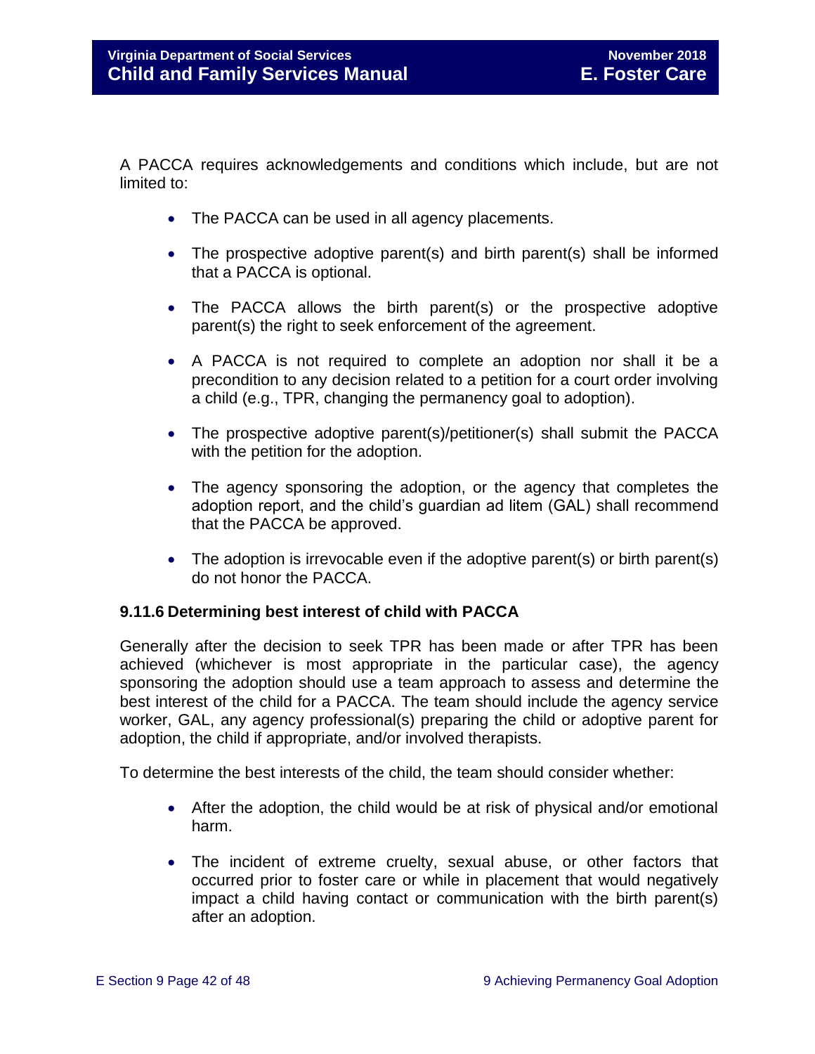A PACCA requires acknowledgements and conditions which include, but are not limited to:

- The PACCA can be used in all agency placements.
- The prospective adoptive parent(s) and birth parent(s) shall be informed that a PACCA is optional.
- The PACCA allows the birth parent(s) or the prospective adoptive parent(s) the right to seek enforcement of the agreement.
- A PACCA is not required to complete an adoption nor shall it be a precondition to any decision related to a petition for a court order involving a child (e.g., TPR, changing the permanency goal to adoption).
- The prospective adoptive parent(s)/petitioner(s) shall submit the PACCA with the petition for the adoption.
- The agency sponsoring the adoption, or the agency that completes the adoption report, and the child's guardian ad litem (GAL) shall recommend that the PACCA be approved.
- The adoption is irrevocable even if the adoptive parent(s) or birth parent(s) do not honor the PACCA.

### 9.11.6 Determining best interest of child with PACCA

Generally after the decision to seek TPR has been made or after TPR has been achieved (whichever is most appropriate in the particular case), the agency sponsoring the adoption should use a team approach to assess and determine the best interest of the child for a PACCA. The team should include the agency service worker, GAL, any agency professional(s) preparing the child or adoptive parent for adoption, the child if appropriate, and/or involved therapists.

To determine the best interests of the child, the team should consider whether:

- After the adoption, the child would be at risk of physical and/or emotional harm.
- The incident of extreme cruelty, sexual abuse, or other factors that occurred prior to foster care or while in placement that would negatively impact a child having contact or communication with the birth parent(s) after an adoption.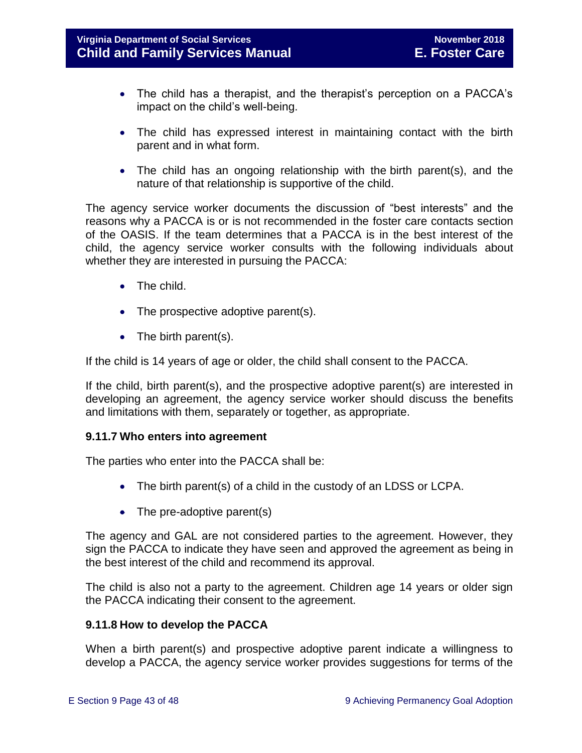- The child has a therapist, and the therapist's perception on a PACCA's impact on the child's well-being.

- The child has expressed interest in maintaining contact with the birth parent and in what form.

- The child has an ongoing relationship with the birth parent(s), and the nature of that relationship is supportive of the child.

The agency service worker documents the discussion of "best interests" and the reasons why a PACCA is or is not recommended in the foster care contacts section of the OASIS. If the team determines that a PACCA is in the best interest of the child, the agency service worker consults with the following individuals about whether they are interested in pursuing the PACCA:

- The child.

- The prospective adoptive parent(s).

- The birth parent(s).

If the child is 14 years of age or older, the child shall consent to the PACCA.

If the child, birth parent(s), and the prospective adoptive parent(s) are interested in developing an agreement, the agency service worker should discuss the benefits and limitations with them, separately or together, as appropriate.

### 9.11.7 Who enters into agreement

The parties who enter into the PACCA shall be:

- The birth parent(s) of a child in the custody of an LDSS or LCPA.

- The pre-adoptive parent(s)

The agency and GAL are not considered parties to the agreement. However, they sign the PACCA to indicate they have seen and approved the agreement as being in the best interest of the child and recommend its approval.

The child is also not a party to the agreement. Children age 14 years or older sign the PACCA indicating their consent to the agreement.

### 9.11.8 How to develop the PACCA

When a birth parent(s) and prospective adoptive parent indicate a willingness to develop a PACCA, the agency service worker provides suggestions for terms of the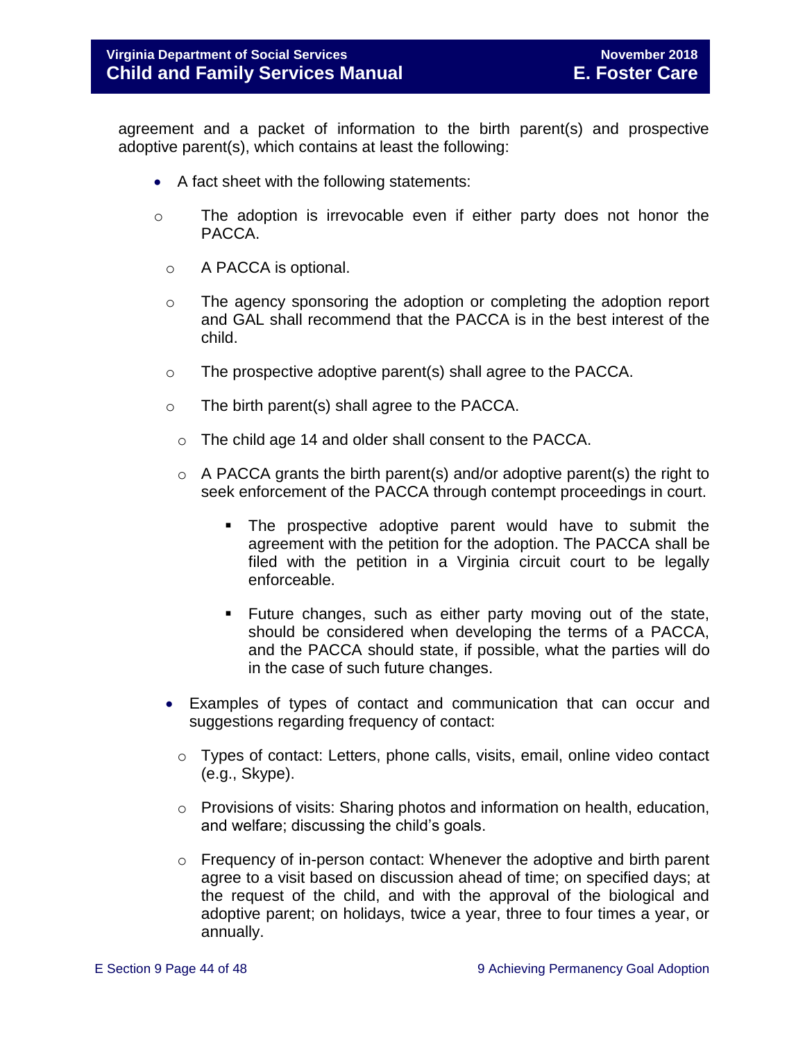agreement and a packet of information to the birth parent(s) and prospective adoptive parent(s), which contains at least the following:

- A fact sheet with the following statements:
  - The adoption is irrevocable even if either party does not honor the PACCA.
  - A PACCA is optional.
  - The agency sponsoring the adoption or completing the adoption report and GAL shall recommend that the PACCA is in the best interest of the child.
  - The prospective adoptive parent(s) shall agree to the PACCA.
  - The birth parent(s) shall agree to the PACCA.
  - The child age 14 and older shall consent to the PACCA.
  - A PACCA grants the birth parent(s) and/or adoptive parent(s) the right to seek enforcement of the PACCA through contempt proceedings in court.
    - The prospective adoptive parent would have to submit the agreement with the petition for the adoption. The PACCA shall be filed with the petition in a Virginia circuit court to be legally enforceable.
    - Future changes, such as either party moving out of the state, should be considered when developing the terms of a PACCA, and the PACCA should state, if possible, what the parties will do in the case of such future changes.
- Examples of types of contact and communication that can occur and suggestions regarding frequency of contact:
  - Types of contact: Letters, phone calls, visits, email, online video contact (e.g., Skype).
  - Provisions of visits: Sharing photos and information on health, education, and welfare; discussing the child's goals.
  - Frequency of in-person contact: Whenever the adoptive and birth parent agree to a visit based on discussion ahead of time; on specified days; at the request of the child, and with the approval of the biological and adoptive parent; on holidays, twice a year, three to four times a year, or annually.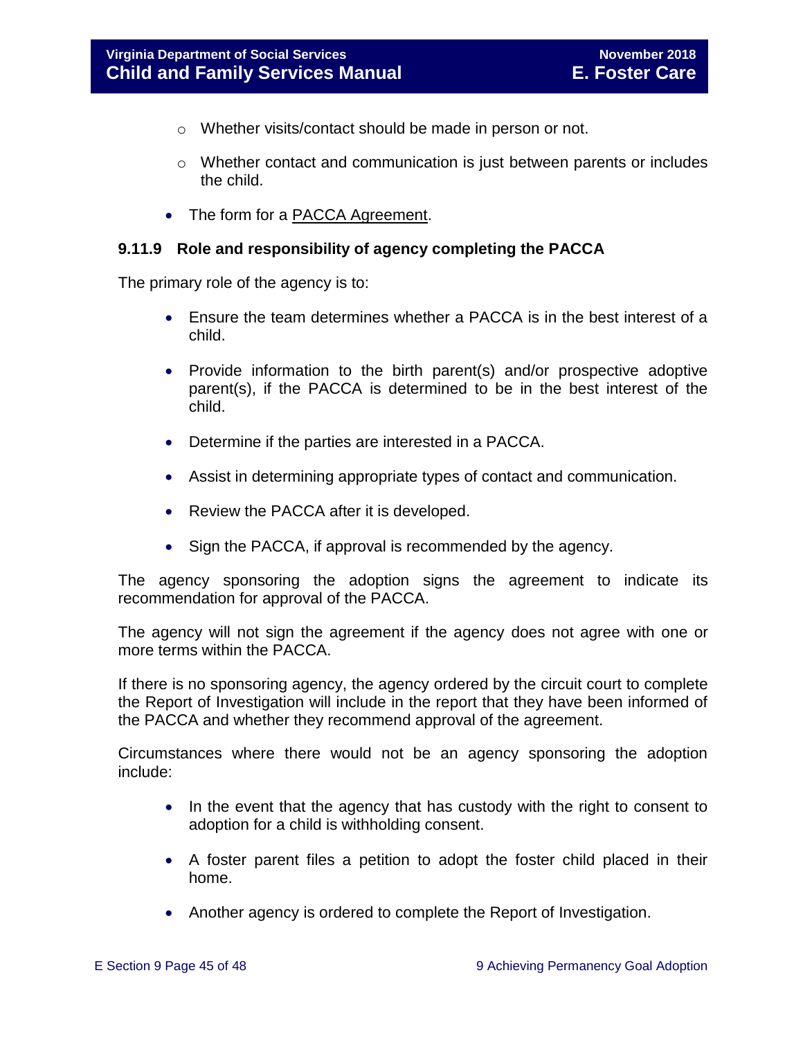- Whether visits/contact should be made in person or not.
  - Whether contact and communication is just between parents or includes the child.

- The form for a PACCA Agreement.

### 9.11.9 Role and responsibility of agency completing the PACCA

The primary role of the agency is to:

- Ensure the team determines whether a PACCA is in the best interest of a child.
- Provide information to the birth parent(s) and/or prospective adoptive parent(s), if the PACCA is determined to be in the best interest of the child.
- Determine if the parties are interested in a PACCA.
- Assist in determining appropriate types of contact and communication.
- Review the PACCA after it is developed.
- Sign the PACCA, if approval is recommended by the agency.

The agency sponsoring the adoption signs the agreement to indicate its recommendation for approval of the PACCA.

The agency will not sign the agreement if the agency does not agree with one or more terms within the PACCA.

If there is no sponsoring agency, the agency ordered by the circuit court to complete the Report of Investigation will include in the report that they have been informed of the PACCA and whether they recommend approval of the agreement.

Circumstances where there would not be an agency sponsoring the adoption include:

- In the event that the agency that has custody with the right to consent to adoption for a child is withholding consent.
- A foster parent files a petition to adopt the foster child placed in their home.
- Another agency is ordered to complete the Report of Investigation.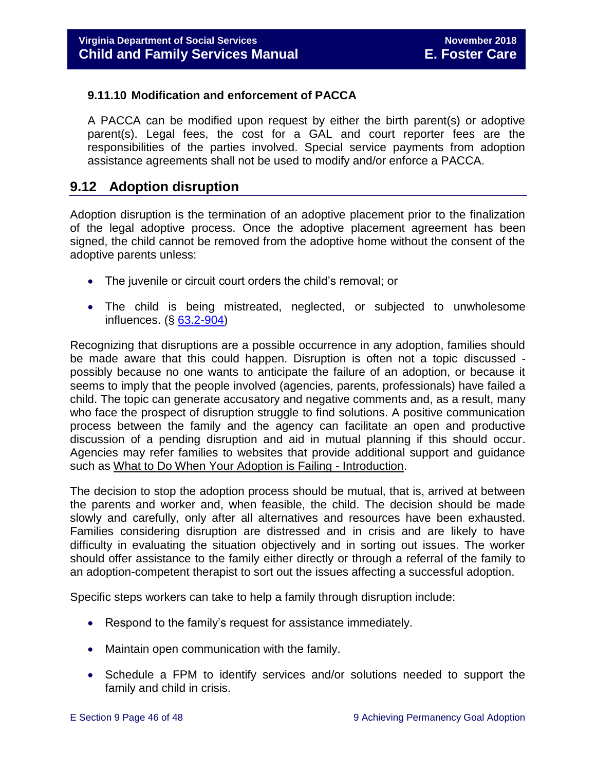### 9.11.10 Modification and enforcement of PACCA

A PACCA can be modified upon request by either the birth parent(s) or adoptive parent(s). Legal fees, the cost for a GAL and court reporter fees are the responsibilities of the parties involved. Special service payments from adoption assistance agreements shall not be used to modify and/or enforce a PACCA.

## 9.12 Adoption disruption

Adoption disruption is the termination of an adoptive placement prior to the finalization of the legal adoptive process. Once the adoptive placement agreement has been signed, the child cannot be removed from the adoptive home without the consent of the adoptive parents unless:

- The juvenile or circuit court orders the child's removal; or
- The child is being mistreated, neglected, or subjected to unwholesome influences. (§ 63.2-904)

Recognizing that disruptions are a possible occurrence in any adoption, families should be made aware that this could happen. Disruption is often not a topic discussed - possibly because no one wants to anticipate the failure of an adoption, or because it seems to imply that the people involved (agencies, parents, professionals) have failed a child. The topic can generate accusatory and negative comments and, as a result, many who face the prospect of disruption struggle to find solutions. A positive communication process between the family and the agency can facilitate an open and productive discussion of a pending disruption and aid in mutual planning if this should occur. Agencies may refer families to websites that provide additional support and guidance such as What to Do When Your Adoption is Failing - Introduction.

The decision to stop the adoption process should be mutual, that is, arrived at between the parents and worker and, when feasible, the child. The decision should be made slowly and carefully, only after all alternatives and resources have been exhausted. Families considering disruption are distressed and in crisis and are likely to have difficulty in evaluating the situation objectively and in sorting out issues. The worker should offer assistance to the family either directly or through a referral of the family to an adoption-competent therapist to sort out the issues affecting a successful adoption.

Specific steps workers can take to help a family through disruption include:

- Respond to the family's request for assistance immediately.
- Maintain open communication with the family.
- Schedule a FPM to identify services and/or solutions needed to support the family and child in crisis.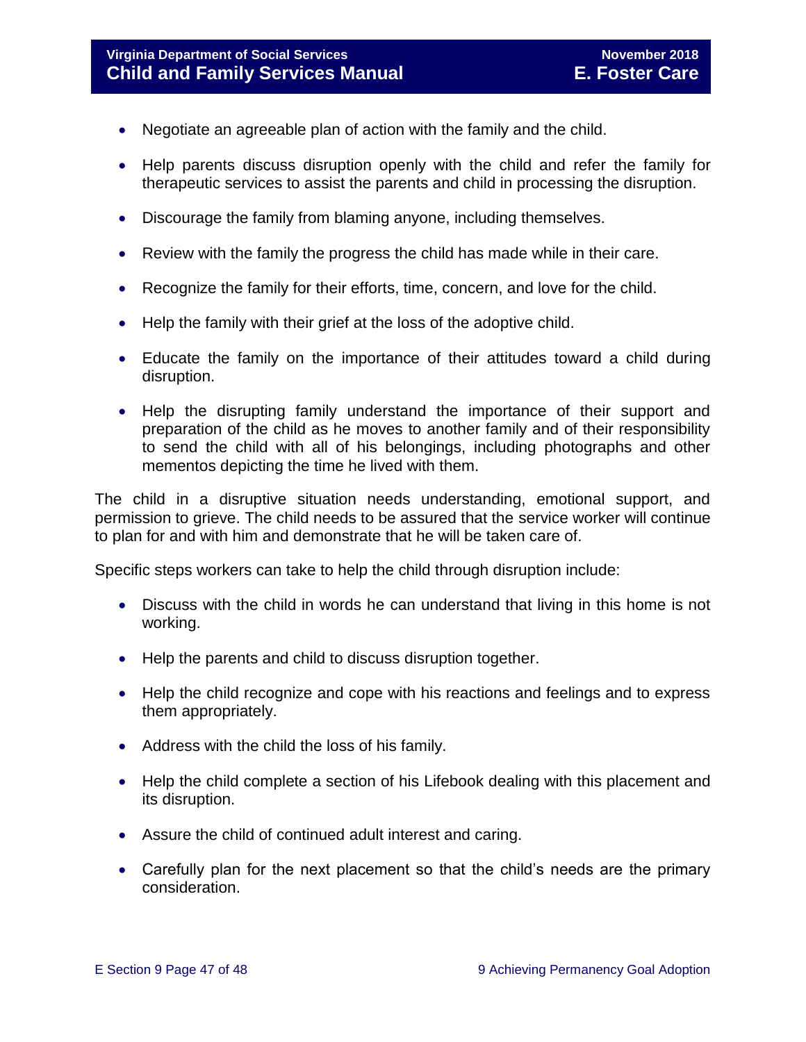- Negotiate an agreeable plan of action with the family and the child.
- Help parents discuss disruption openly with the child and refer the family for therapeutic services to assist the parents and child in processing the disruption.
- Discourage the family from blaming anyone, including themselves.
- Review with the family the progress the child has made while in their care.
- Recognize the family for their efforts, time, concern, and love for the child.
- Help the family with their grief at the loss of the adoptive child.
- Educate the family on the importance of their attitudes toward a child during disruption.
- Help the disrupting family understand the importance of their support and preparation of the child as he moves to another family and of their responsibility to send the child with all of his belongings, including photographs and other mementos depicting the time he lived with them.

The child in a disruptive situation needs understanding, emotional support, and permission to grieve. The child needs to be assured that the service worker will continue to plan for and with him and demonstrate that he will be taken care of.

Specific steps workers can take to help the child through disruption include:

- Discuss with the child in words he can understand that living in this home is not working.
- Help the parents and child to discuss disruption together.
- Help the child recognize and cope with his reactions and feelings and to express them appropriately.
- Address with the child the loss of his family.
- Help the child complete a section of his Lifebook dealing with this placement and its disruption.
- Assure the child of continued adult interest and caring.
- Carefully plan for the next placement so that the child's needs are the primary consideration.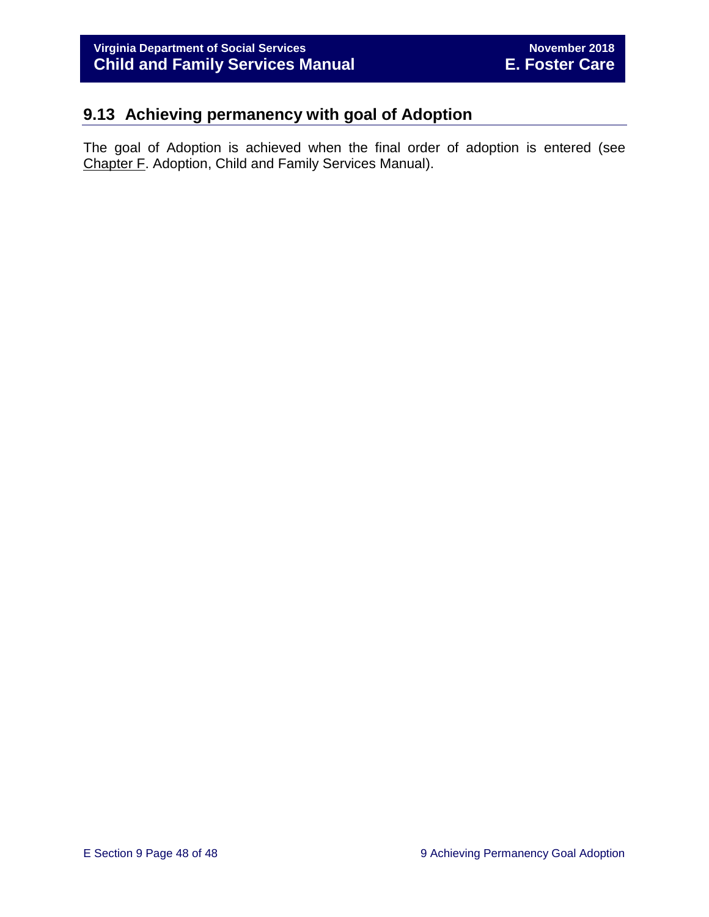## 9.13 Achieving permanency with goal of Adoption

The goal of Adoption is achieved when the final order of adoption is entered (see Chapter F. Adoption, Child and Family Services Manual).